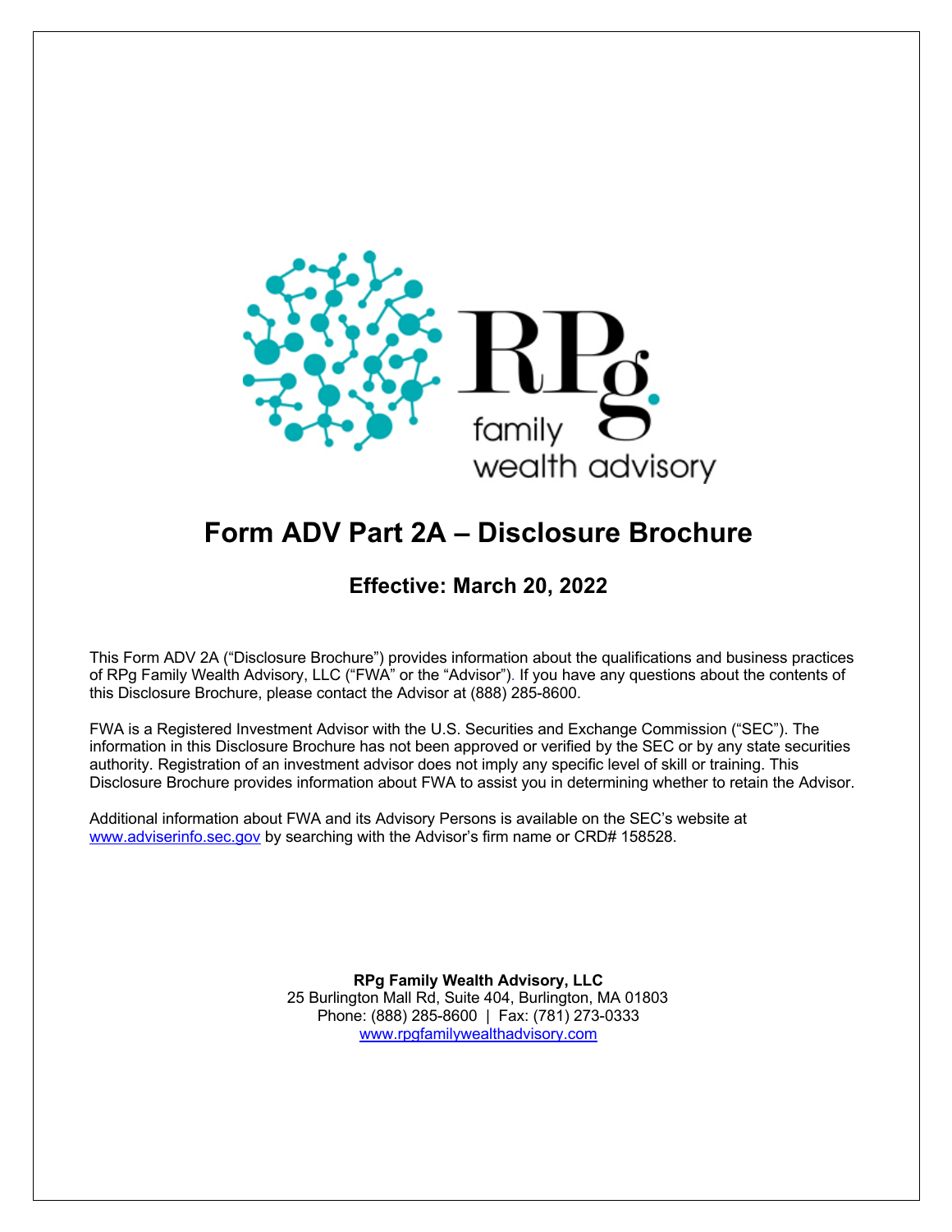# Form ADV Part 2A – Disclosure Brochure

## Effective: March 20, 2022

This Form ADV 2A ("Disclosure Brochure") provides information about the qualifications and business practices of RPg Family Wealth Advisory, LLC ("FWA" or the "Advisor"). If you have any questions about the contents of this Disclosure Brochure, please contact the Advisor at (888) 285-8600.

FWA is a Registered Investment Advisor with the U.S. Securities and Exchange Commission ("SEC"). The information in this Disclosure Brochure has not been approved or verified by the SEC or by any state securities authority. Registration of an investment advisor does not imply any specific level of skill or training. This Disclosure Brochure provides information about FWA to assist you in determining whether to retain the Advisor.

Additional information about FWA and its Advisory Persons is available on the SEC's website at www.adviserinfo.sec.gov by searching with the Advisor's firm name or CRD# 158528.

**RPg Family Wealth Advisory, LLC**
25 Burlington Mall Rd, Suite 404, Burlington, MA 01803
Phone: (888) 285-8600 | Fax: (781) 273-0333
www.rpgfamilywealthadvisory.com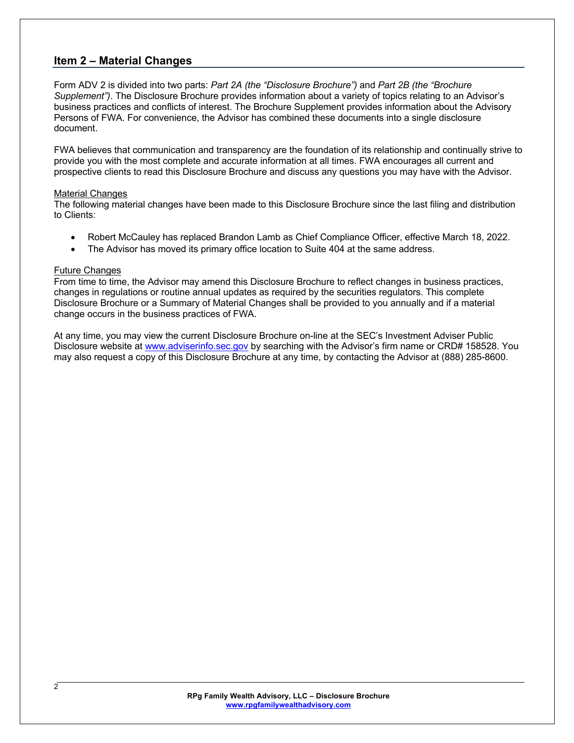## Item 2 – Material Changes

Form ADV 2 is divided into two parts: *Part 2A (the "Disclosure Brochure")* and *Part 2B (the "Brochure Supplement")*. The Disclosure Brochure provides information about a variety of topics relating to an Advisor's business practices and conflicts of interest. The Brochure Supplement provides information about the Advisory Persons of FWA. For convenience, the Advisor has combined these documents into a single disclosure document.

FWA believes that communication and transparency are the foundation of its relationship and continually strive to provide you with the most complete and accurate information at all times. FWA encourages all current and prospective clients to read this Disclosure Brochure and discuss any questions you may have with the Advisor.

<u>Material Changes</u>
The following material changes have been made to this Disclosure Brochure since the last filing and distribution to Clients:

- Robert McCauley has replaced Brandon Lamb as Chief Compliance Officer, effective March 18, 2022.
- The Advisor has moved its primary office location to Suite 404 at the same address.

<u>Future Changes</u>
From time to time, the Advisor may amend this Disclosure Brochure to reflect changes in business practices, changes in regulations or routine annual updates as required by the securities regulators. This complete Disclosure Brochure or a Summary of Material Changes shall be provided to you annually and if a material change occurs in the business practices of FWA.

At any time, you may view the current Disclosure Brochure on-line at the SEC's Investment Adviser Public Disclosure website at [www.adviserinfo.sec.gov](http://www.adviserinfo.sec.gov) by searching with the Advisor's firm name or CRD# 158528. You may also request a copy of this Disclosure Brochure at any time, by contacting the Advisor at (888) 285-8600.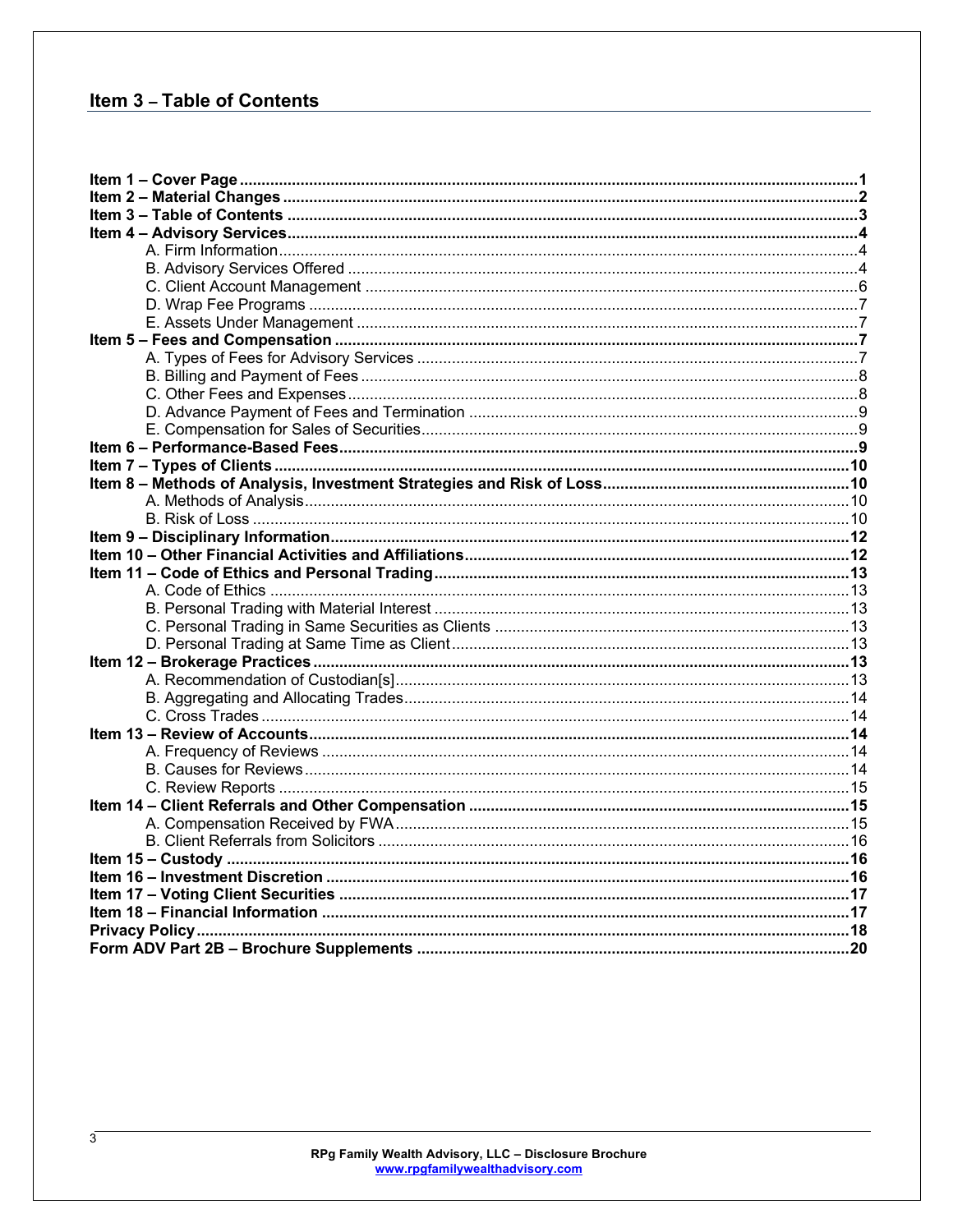## Item 3 – Table of Contents

**Item 1 – Cover Page** ............................................................ **1**
**Item 2 – Material Changes** ............................................................ **2**
**Item 3 – Table of Contents** ............................................................ **3**
**Item 4 – Advisory Services** ............................................................ **4**
- A. Firm Information ............................................................ 4
- B. Advisory Services Offered ............................................................ 4
- C. Client Account Management ............................................................ 6
- D. Wrap Fee Programs ............................................................ 7
- E. Assets Under Management ............................................................ 7

**Item 5 – Fees and Compensation** ............................................................ **7**
- A. Types of Fees for Advisory Services ............................................................ 7
- B. Billing and Payment of Fees ............................................................ 8
- C. Other Fees and Expenses ............................................................ 8
- D. Advance Payment of Fees and Termination ............................................................ 9
- E. Compensation for Sales of Securities ............................................................ 9

**Item 6 – Performance-Based Fees** ............................................................ **9**
**Item 7 – Types of Clients** ............................................................ **10**
**Item 8 – Methods of Analysis, Investment Strategies and Risk of Loss** ............................................................ **10**
- A. Methods of Analysis ............................................................ 10
- B. Risk of Loss ............................................................ 10

**Item 9 – Disciplinary Information** ............................................................ **12**
**Item 10 – Other Financial Activities and Affiliations** ............................................................ **12**
**Item 11 – Code of Ethics and Personal Trading** ............................................................ **13**
- A. Code of Ethics ............................................................ 13
- B. Personal Trading with Material Interest ............................................................ 13
- C. Personal Trading in Same Securities as Clients ............................................................ 13
- D. Personal Trading at Same Time as Client ............................................................ 13

**Item 12 – Brokerage Practices** ............................................................ **13**
- A. Recommendation of Custodian[s] ............................................................ 13
- B. Aggregating and Allocating Trades ............................................................ 14
- C. Cross Trades ............................................................ 14

**Item 13 – Review of Accounts** ............................................................ **14**
- A. Frequency of Reviews ............................................................ 14
- B. Causes for Reviews ............................................................ 14
- C. Review Reports ............................................................ 15

**Item 14 – Client Referrals and Other Compensation** ............................................................ **15**
- A. Compensation Received by FWA ............................................................ 15
- B. Client Referrals from Solicitors ............................................................ 16

**Item 15 – Custody** ............................................................ **16**
**Item 16 – Investment Discretion** ............................................................ **16**
**Item 17 – Voting Client Securities** ............................................................ **17**
**Item 18 – Financial Information** ............................................................ **17**
**Privacy Policy** ............................................................ **18**
**Form ADV Part 2B – Brochure Supplements** ............................................................ **20**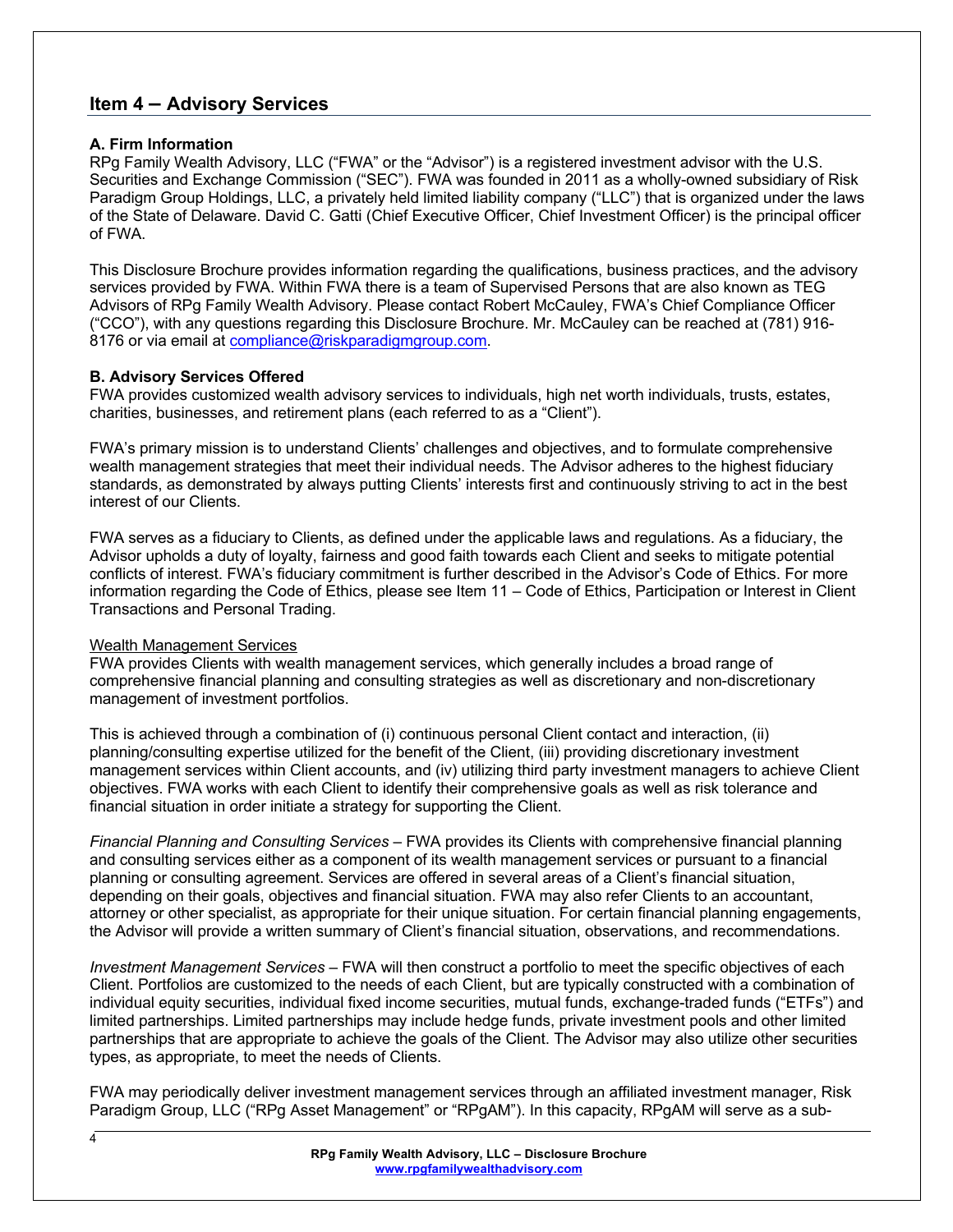## Item 4 – Advisory Services

### A. Firm Information

RPg Family Wealth Advisory, LLC ("FWA" or the "Advisor") is a registered investment advisor with the U.S. Securities and Exchange Commission ("SEC"). FWA was founded in 2011 as a wholly-owned subsidiary of Risk Paradigm Group Holdings, LLC, a privately held limited liability company ("LLC") that is organized under the laws of the State of Delaware. David C. Gatti (Chief Executive Officer, Chief Investment Officer) is the principal officer of FWA.

This Disclosure Brochure provides information regarding the qualifications, business practices, and the advisory services provided by FWA. Within FWA there is a team of Supervised Persons that are also known as TEG Advisors of RPg Family Wealth Advisory. Please contact Robert McCauley, FWA's Chief Compliance Officer ("CCO"), with any questions regarding this Disclosure Brochure. Mr. McCauley can be reached at (781) 916-8176 or via email at compliance@riskparadigmgroup.com.

### B. Advisory Services Offered

FWA provides customized wealth advisory services to individuals, high net worth individuals, trusts, estates, charities, businesses, and retirement plans (each referred to as a "Client").

FWA's primary mission is to understand Clients' challenges and objectives, and to formulate comprehensive wealth management strategies that meet their individual needs. The Advisor adheres to the highest fiduciary standards, as demonstrated by always putting Clients' interests first and continuously striving to act in the best interest of our Clients.

FWA serves as a fiduciary to Clients, as defined under the applicable laws and regulations. As a fiduciary, the Advisor upholds a duty of loyalty, fairness and good faith towards each Client and seeks to mitigate potential conflicts of interest. FWA's fiduciary commitment is further described in the Advisor's Code of Ethics. For more information regarding the Code of Ethics, please see Item 11 – Code of Ethics, Participation or Interest in Client Transactions and Personal Trading.

Wealth Management Services

FWA provides Clients with wealth management services, which generally includes a broad range of comprehensive financial planning and consulting strategies as well as discretionary and non-discretionary management of investment portfolios.

This is achieved through a combination of (i) continuous personal Client contact and interaction, (ii) planning/consulting expertise utilized for the benefit of the Client, (iii) providing discretionary investment management services within Client accounts, and (iv) utilizing third party investment managers to achieve Client objectives. FWA works with each Client to identify their comprehensive goals as well as risk tolerance and financial situation in order initiate a strategy for supporting the Client.

*Financial Planning and Consulting Services* – FWA provides its Clients with comprehensive financial planning and consulting services either as a component of its wealth management services or pursuant to a financial planning or consulting agreement. Services are offered in several areas of a Client's financial situation, depending on their goals, objectives and financial situation. FWA may also refer Clients to an accountant, attorney or other specialist, as appropriate for their unique situation. For certain financial planning engagements, the Advisor will provide a written summary of Client's financial situation, observations, and recommendations.

*Investment Management Services* – FWA will then construct a portfolio to meet the specific objectives of each Client. Portfolios are customized to the needs of each Client, but are typically constructed with a combination of individual equity securities, individual fixed income securities, mutual funds, exchange-traded funds ("ETFs") and limited partnerships. Limited partnerships may include hedge funds, private investment pools and other limited partnerships that are appropriate to achieve the goals of the Client. The Advisor may also utilize other securities types, as appropriate, to meet the needs of Clients.

FWA may periodically deliver investment management services through an affiliated investment manager, Risk Paradigm Group, LLC ("RPg Asset Management" or "RPgAM"). In this capacity, RPgAM will serve as a sub-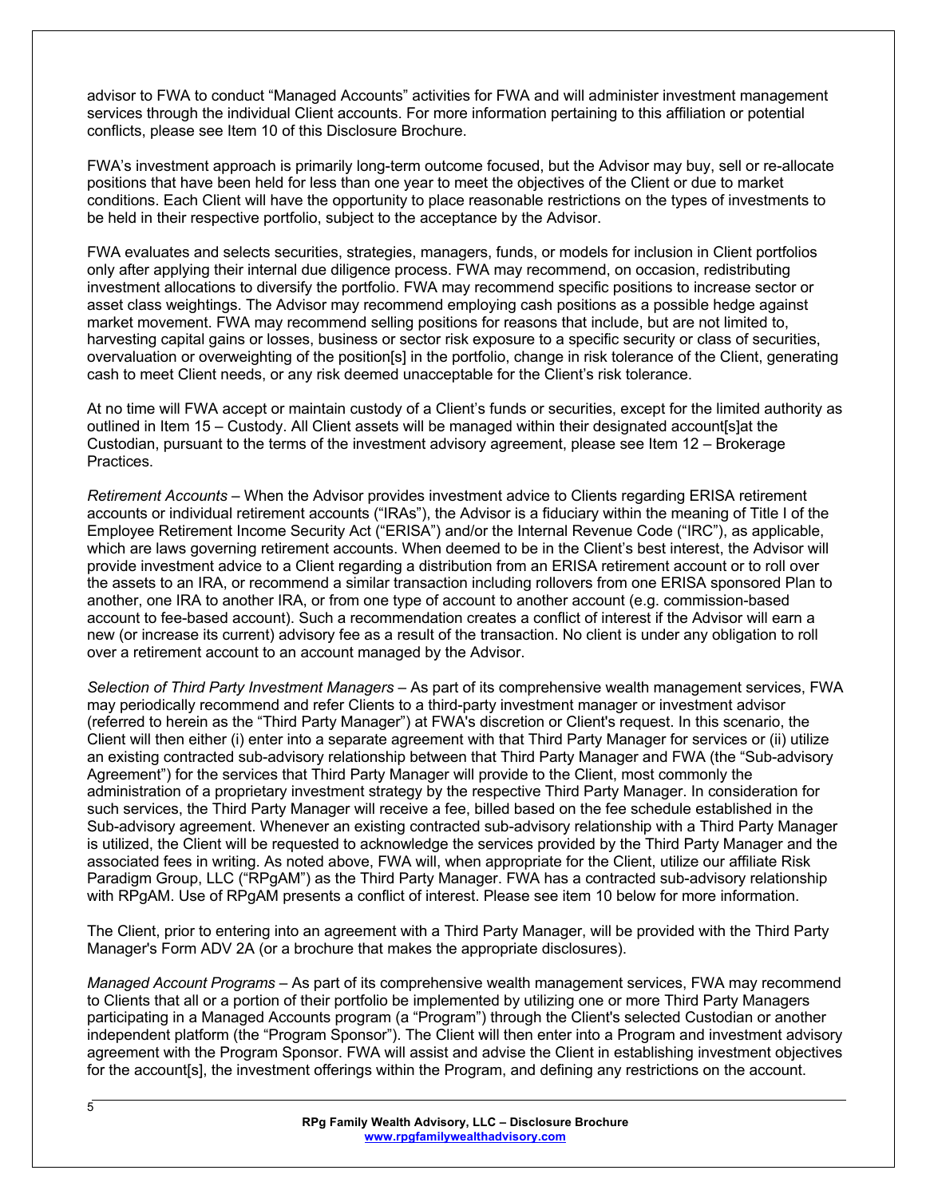advisor to FWA to conduct "Managed Accounts" activities for FWA and will administer investment management services through the individual Client accounts. For more information pertaining to this affiliation or potential conflicts, please see Item 10 of this Disclosure Brochure.

FWA's investment approach is primarily long-term outcome focused, but the Advisor may buy, sell or re-allocate positions that have been held for less than one year to meet the objectives of the Client or due to market conditions. Each Client will have the opportunity to place reasonable restrictions on the types of investments to be held in their respective portfolio, subject to the acceptance by the Advisor.

FWA evaluates and selects securities, strategies, managers, funds, or models for inclusion in Client portfolios only after applying their internal due diligence process. FWA may recommend, on occasion, redistributing investment allocations to diversify the portfolio. FWA may recommend specific positions to increase sector or asset class weightings. The Advisor may recommend employing cash positions as a possible hedge against market movement. FWA may recommend selling positions for reasons that include, but are not limited to, harvesting capital gains or losses, business or sector risk exposure to a specific security or class of securities, overvaluation or overweighting of the position[s] in the portfolio, change in risk tolerance of the Client, generating cash to meet Client needs, or any risk deemed unacceptable for the Client's risk tolerance.

At no time will FWA accept or maintain custody of a Client's funds or securities, except for the limited authority as outlined in Item 15 – Custody. All Client assets will be managed within their designated account[s]at the Custodian, pursuant to the terms of the investment advisory agreement, please see Item 12 – Brokerage Practices.

*Retirement Accounts* – When the Advisor provides investment advice to Clients regarding ERISA retirement accounts or individual retirement accounts ("IRAs"), the Advisor is a fiduciary within the meaning of Title I of the Employee Retirement Income Security Act ("ERISA") and/or the Internal Revenue Code ("IRC"), as applicable, which are laws governing retirement accounts. When deemed to be in the Client's best interest, the Advisor will provide investment advice to a Client regarding a distribution from an ERISA retirement account or to roll over the assets to an IRA, or recommend a similar transaction including rollovers from one ERISA sponsored Plan to another, one IRA to another IRA, or from one type of account to another account (e.g. commission-based account to fee-based account). Such a recommendation creates a conflict of interest if the Advisor will earn a new (or increase its current) advisory fee as a result of the transaction. No client is under any obligation to roll over a retirement account to an account managed by the Advisor.

*Selection of Third Party Investment Managers* – As part of its comprehensive wealth management services, FWA may periodically recommend and refer Clients to a third-party investment manager or investment advisor (referred to herein as the "Third Party Manager") at FWA's discretion or Client's request. In this scenario, the Client will then either (i) enter into a separate agreement with that Third Party Manager for services or (ii) utilize an existing contracted sub-advisory relationship between that Third Party Manager and FWA (the "Sub-advisory Agreement") for the services that Third Party Manager will provide to the Client, most commonly the administration of a proprietary investment strategy by the respective Third Party Manager. In consideration for such services, the Third Party Manager will receive a fee, billed based on the fee schedule established in the Sub-advisory agreement. Whenever an existing contracted sub-advisory relationship with a Third Party Manager is utilized, the Client will be requested to acknowledge the services provided by the Third Party Manager and the associated fees in writing. As noted above, FWA will, when appropriate for the Client, utilize our affiliate Risk Paradigm Group, LLC ("RPgAM") as the Third Party Manager. FWA has a contracted sub-advisory relationship with RPgAM. Use of RPgAM presents a conflict of interest. Please see item 10 below for more information.

The Client, prior to entering into an agreement with a Third Party Manager, will be provided with the Third Party Manager's Form ADV 2A (or a brochure that makes the appropriate disclosures).

*Managed Account Programs* – As part of its comprehensive wealth management services, FWA may recommend to Clients that all or a portion of their portfolio be implemented by utilizing one or more Third Party Managers participating in a Managed Accounts program (a "Program") through the Client's selected Custodian or another independent platform (the "Program Sponsor"). The Client will then enter into a Program and investment advisory agreement with the Program Sponsor. FWA will assist and advise the Client in establishing investment objectives for the account[s], the investment offerings within the Program, and defining any restrictions on the account.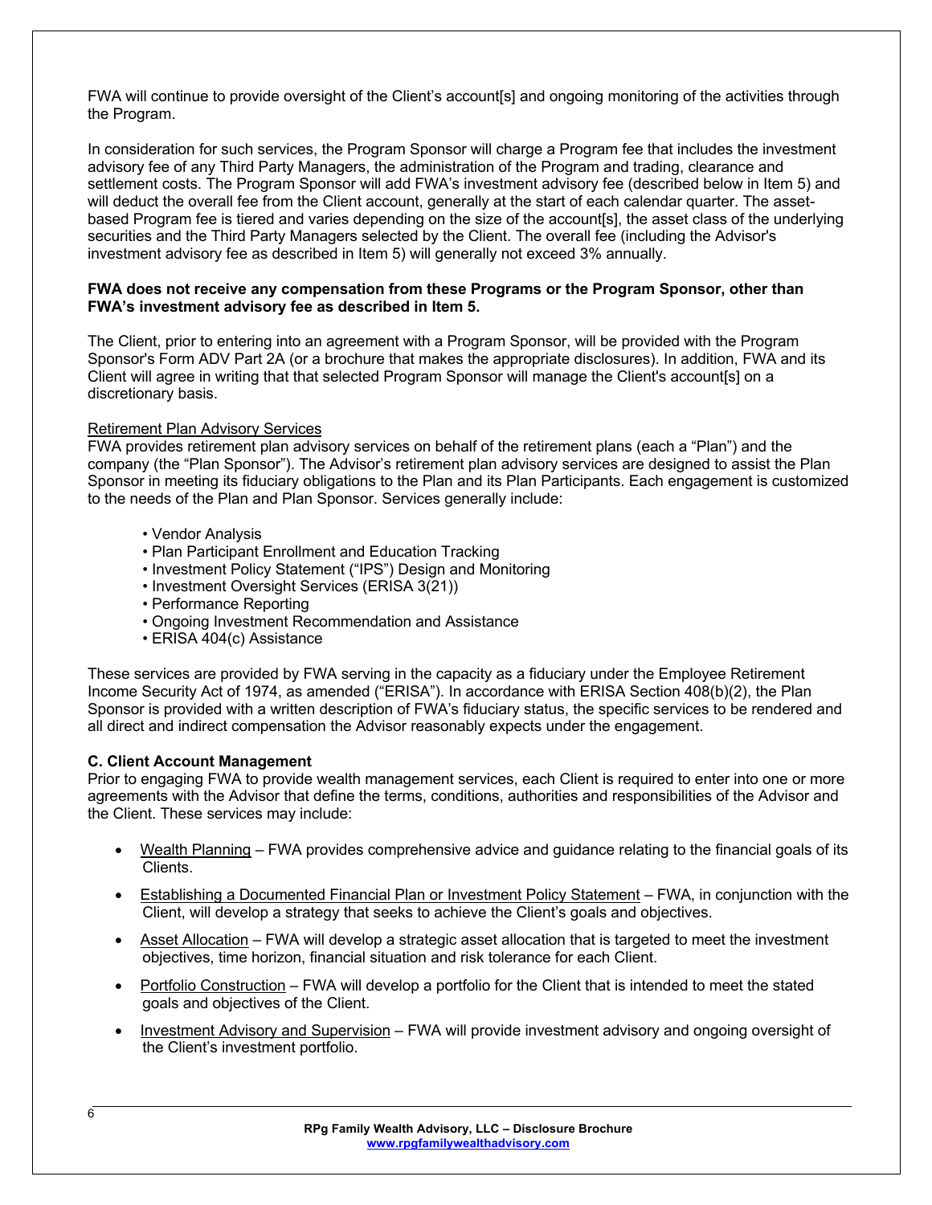FWA will continue to provide oversight of the Client's account[s] and ongoing monitoring of the activities through the Program.

In consideration for such services, the Program Sponsor will charge a Program fee that includes the investment advisory fee of any Third Party Managers, the administration of the Program and trading, clearance and settlement costs. The Program Sponsor will add FWA's investment advisory fee (described below in Item 5) and will deduct the overall fee from the Client account, generally at the start of each calendar quarter. The asset-based Program fee is tiered and varies depending on the size of the account[s], the asset class of the underlying securities and the Third Party Managers selected by the Client. The overall fee (including the Advisor's investment advisory fee as described in Item 5) will generally not exceed 3% annually.

**FWA does not receive any compensation from these Programs or the Program Sponsor, other than FWA's investment advisory fee as described in Item 5.**

The Client, prior to entering into an agreement with a Program Sponsor, will be provided with the Program Sponsor's Form ADV Part 2A (or a brochure that makes the appropriate disclosures). In addition, FWA and its Client will agree in writing that that selected Program Sponsor will manage the Client's account[s] on a discretionary basis.

Retirement Plan Advisory Services

FWA provides retirement plan advisory services on behalf of the retirement plans (each a "Plan") and the company (the "Plan Sponsor"). The Advisor's retirement plan advisory services are designed to assist the Plan Sponsor in meeting its fiduciary obligations to the Plan and its Plan Participants. Each engagement is customized to the needs of the Plan and Plan Sponsor. Services generally include:

- Vendor Analysis
- Plan Participant Enrollment and Education Tracking
- Investment Policy Statement ("IPS") Design and Monitoring
- Investment Oversight Services (ERISA 3(21))
- Performance Reporting
- Ongoing Investment Recommendation and Assistance
- ERISA 404(c) Assistance

These services are provided by FWA serving in the capacity as a fiduciary under the Employee Retirement Income Security Act of 1974, as amended ("ERISA"). In accordance with ERISA Section 408(b)(2), the Plan Sponsor is provided with a written description of FWA's fiduciary status, the specific services to be rendered and all direct and indirect compensation the Advisor reasonably expects under the engagement.

**C. Client Account Management**

Prior to engaging FWA to provide wealth management services, each Client is required to enter into one or more agreements with the Advisor that define the terms, conditions, authorities and responsibilities of the Advisor and the Client. These services may include:

- Wealth Planning – FWA provides comprehensive advice and guidance relating to the financial goals of its Clients.
- Establishing a Documented Financial Plan or Investment Policy Statement – FWA, in conjunction with the Client, will develop a strategy that seeks to achieve the Client's goals and objectives.
- Asset Allocation – FWA will develop a strategic asset allocation that is targeted to meet the investment objectives, time horizon, financial situation and risk tolerance for each Client.
- Portfolio Construction – FWA will develop a portfolio for the Client that is intended to meet the stated goals and objectives of the Client.
- Investment Advisory and Supervision – FWA will provide investment advisory and ongoing oversight of the Client's investment portfolio.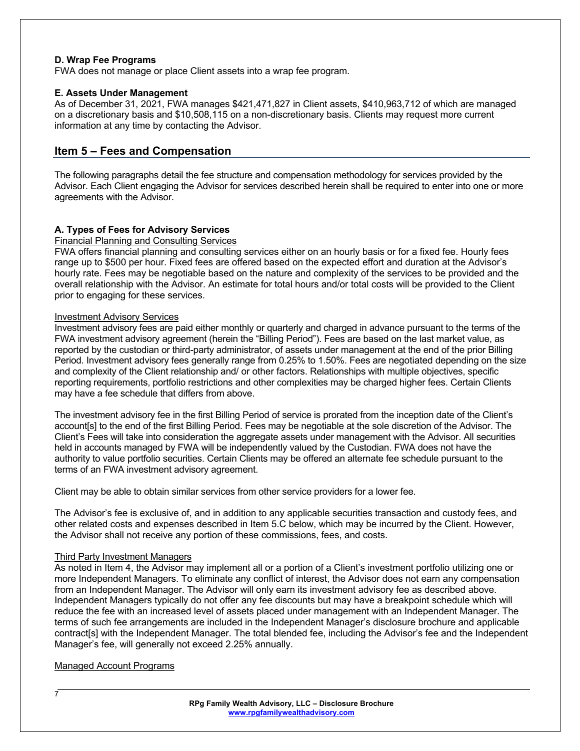### D. Wrap Fee Programs

FWA does not manage or place Client assets into a wrap fee program.

### E. Assets Under Management

As of December 31, 2021, FWA manages $421,471,827 in Client assets, $410,963,712 of which are managed on a discretionary basis and $10,508,115 on a non-discretionary basis. Clients may request more current information at any time by contacting the Advisor.

## Item 5 – Fees and Compensation

The following paragraphs detail the fee structure and compensation methodology for services provided by the Advisor. Each Client engaging the Advisor for services described herein shall be required to enter into one or more agreements with the Advisor.

### A. Types of Fees for Advisory Services

Financial Planning and Consulting Services

FWA offers financial planning and consulting services either on an hourly basis or for a fixed fee. Hourly fees range up to $500 per hour. Fixed fees are offered based on the expected effort and duration at the Advisor's hourly rate. Fees may be negotiable based on the nature and complexity of the services to be provided and the overall relationship with the Advisor. An estimate for total hours and/or total costs will be provided to the Client prior to engaging for these services.

Investment Advisory Services

Investment advisory fees are paid either monthly or quarterly and charged in advance pursuant to the terms of the FWA investment advisory agreement (herein the "Billing Period"). Fees are based on the last market value, as reported by the custodian or third-party administrator, of assets under management at the end of the prior Billing Period. Investment advisory fees generally range from 0.25% to 1.50%. Fees are negotiated depending on the size and complexity of the Client relationship and/ or other factors. Relationships with multiple objectives, specific reporting requirements, portfolio restrictions and other complexities may be charged higher fees. Certain Clients may have a fee schedule that differs from above.

The investment advisory fee in the first Billing Period of service is prorated from the inception date of the Client's account[s] to the end of the first Billing Period. Fees may be negotiable at the sole discretion of the Advisor. The Client's Fees will take into consideration the aggregate assets under management with the Advisor. All securities held in accounts managed by FWA will be independently valued by the Custodian. FWA does not have the authority to value portfolio securities. Certain Clients may be offered an alternate fee schedule pursuant to the terms of an FWA investment advisory agreement.

Client may be able to obtain similar services from other service providers for a lower fee.

The Advisor's fee is exclusive of, and in addition to any applicable securities transaction and custody fees, and other related costs and expenses described in Item 5.C below, which may be incurred by the Client. However, the Advisor shall not receive any portion of these commissions, fees, and costs.

Third Party Investment Managers

As noted in Item 4, the Advisor may implement all or a portion of a Client's investment portfolio utilizing one or more Independent Managers. To eliminate any conflict of interest, the Advisor does not earn any compensation from an Independent Manager. The Advisor will only earn its investment advisory fee as described above. Independent Managers typically do not offer any fee discounts but may have a breakpoint schedule which will reduce the fee with an increased level of assets placed under management with an Independent Manager. The terms of such fee arrangements are included in the Independent Manager's disclosure brochure and applicable contract[s] with the Independent Manager. The total blended fee, including the Advisor's fee and the Independent Manager's fee, will generally not exceed 2.25% annually.

Managed Account Programs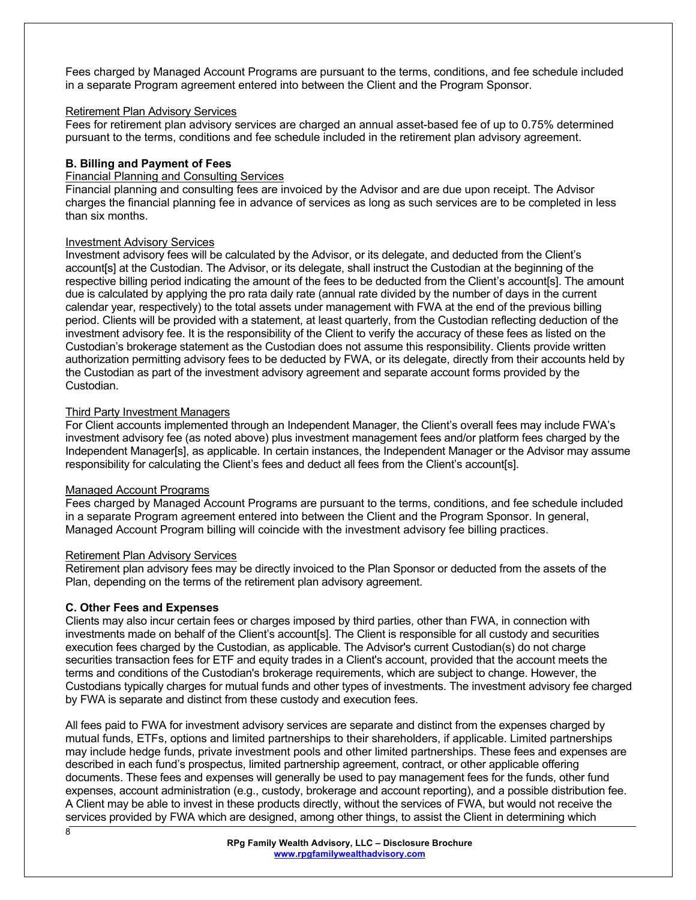Fees charged by Managed Account Programs are pursuant to the terms, conditions, and fee schedule included in a separate Program agreement entered into between the Client and the Program Sponsor.

Retirement Plan Advisory Services

Fees for retirement plan advisory services are charged an annual asset-based fee of up to 0.75% determined pursuant to the terms, conditions and fee schedule included in the retirement plan advisory agreement.

**B. Billing and Payment of Fees**

Financial Planning and Consulting Services

Financial planning and consulting fees are invoiced by the Advisor and are due upon receipt. The Advisor charges the financial planning fee in advance of services as long as such services are to be completed in less than six months.

Investment Advisory Services

Investment advisory fees will be calculated by the Advisor, or its delegate, and deducted from the Client's account[s] at the Custodian. The Advisor, or its delegate, shall instruct the Custodian at the beginning of the respective billing period indicating the amount of the fees to be deducted from the Client's account[s]. The amount due is calculated by applying the pro rata daily rate (annual rate divided by the number of days in the current calendar year, respectively) to the total assets under management with FWA at the end of the previous billing period. Clients will be provided with a statement, at least quarterly, from the Custodian reflecting deduction of the investment advisory fee. It is the responsibility of the Client to verify the accuracy of these fees as listed on the Custodian's brokerage statement as the Custodian does not assume this responsibility. Clients provide written authorization permitting advisory fees to be deducted by FWA, or its delegate, directly from their accounts held by the Custodian as part of the investment advisory agreement and separate account forms provided by the Custodian.

Third Party Investment Managers

For Client accounts implemented through an Independent Manager, the Client's overall fees may include FWA's investment advisory fee (as noted above) plus investment management fees and/or platform fees charged by the Independent Manager[s], as applicable. In certain instances, the Independent Manager or the Advisor may assume responsibility for calculating the Client's fees and deduct all fees from the Client's account[s].

Managed Account Programs

Fees charged by Managed Account Programs are pursuant to the terms, conditions, and fee schedule included in a separate Program agreement entered into between the Client and the Program Sponsor. In general, Managed Account Program billing will coincide with the investment advisory fee billing practices.

Retirement Plan Advisory Services

Retirement plan advisory fees may be directly invoiced to the Plan Sponsor or deducted from the assets of the Plan, depending on the terms of the retirement plan advisory agreement.

**C. Other Fees and Expenses**

Clients may also incur certain fees or charges imposed by third parties, other than FWA, in connection with investments made on behalf of the Client's account[s]. The Client is responsible for all custody and securities execution fees charged by the Custodian, as applicable. The Advisor's current Custodian(s) do not charge securities transaction fees for ETF and equity trades in a Client's account, provided that the account meets the terms and conditions of the Custodian's brokerage requirements, which are subject to change. However, the Custodians typically charges for mutual funds and other types of investments. The investment advisory fee charged by FWA is separate and distinct from these custody and execution fees.

All fees paid to FWA for investment advisory services are separate and distinct from the expenses charged by mutual funds, ETFs, options and limited partnerships to their shareholders, if applicable. Limited partnerships may include hedge funds, private investment pools and other limited partnerships. These fees and expenses are described in each fund's prospectus, limited partnership agreement, contract, or other applicable offering documents. These fees and expenses will generally be used to pay management fees for the funds, other fund expenses, account administration (e.g., custody, brokerage and account reporting), and a possible distribution fee. A Client may be able to invest in these products directly, without the services of FWA, but would not receive the services provided by FWA which are designed, among other things, to assist the Client in determining which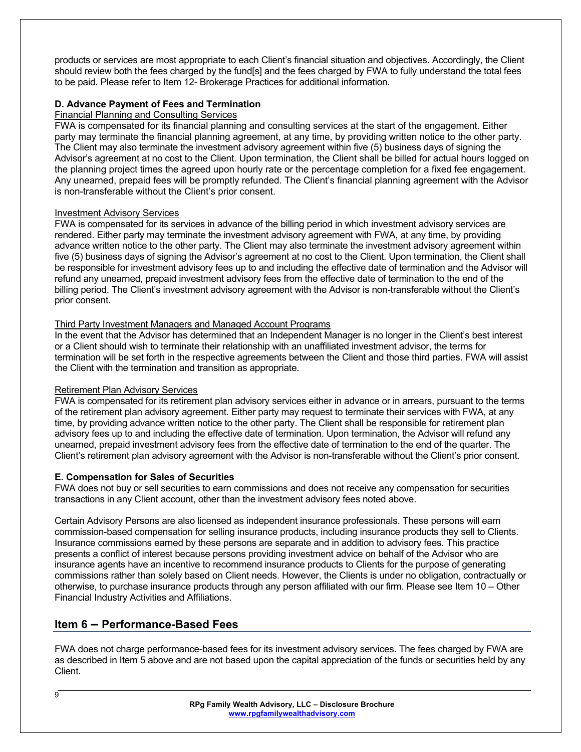products or services are most appropriate to each Client's financial situation and objectives. Accordingly, the Client should review both the fees charged by the fund[s] and the fees charged by FWA to fully understand the total fees to be paid. Please refer to Item 12- Brokerage Practices for additional information.

### D. Advance Payment of Fees and Termination

Financial Planning and Consulting Services

FWA is compensated for its financial planning and consulting services at the start of the engagement. Either party may terminate the financial planning agreement, at any time, by providing written notice to the other party. The Client may also terminate the investment advisory agreement within five (5) business days of signing the Advisor's agreement at no cost to the Client. Upon termination, the Client shall be billed for actual hours logged on the planning project times the agreed upon hourly rate or the percentage completion for a fixed fee engagement. Any unearned, prepaid fees will be promptly refunded. The Client's financial planning agreement with the Advisor is non-transferable without the Client's prior consent.

Investment Advisory Services

FWA is compensated for its services in advance of the billing period in which investment advisory services are rendered. Either party may terminate the investment advisory agreement with FWA, at any time, by providing advance written notice to the other party. The Client may also terminate the investment advisory agreement within five (5) business days of signing the Advisor's agreement at no cost to the Client. Upon termination, the Client shall be responsible for investment advisory fees up to and including the effective date of termination and the Advisor will refund any unearned, prepaid investment advisory fees from the effective date of termination to the end of the billing period. The Client's investment advisory agreement with the Advisor is non-transferable without the Client's prior consent.

Third Party Investment Managers and Managed Account Programs

In the event that the Advisor has determined that an Independent Manager is no longer in the Client's best interest or a Client should wish to terminate their relationship with an unaffiliated investment advisor, the terms for termination will be set forth in the respective agreements between the Client and those third parties. FWA will assist the Client with the termination and transition as appropriate.

Retirement Plan Advisory Services

FWA is compensated for its retirement plan advisory services either in advance or in arrears, pursuant to the terms of the retirement plan advisory agreement. Either party may request to terminate their services with FWA, at any time, by providing advance written notice to the other party. The Client shall be responsible for retirement plan advisory fees up to and including the effective date of termination. Upon termination, the Advisor will refund any unearned, prepaid investment advisory fees from the effective date of termination to the end of the quarter. The Client's retirement plan advisory agreement with the Advisor is non-transferable without the Client's prior consent.

### E. Compensation for Sales of Securities

FWA does not buy or sell securities to earn commissions and does not receive any compensation for securities transactions in any Client account, other than the investment advisory fees noted above.

Certain Advisory Persons are also licensed as independent insurance professionals. These persons will earn commission-based compensation for selling insurance products, including insurance products they sell to Clients. Insurance commissions earned by these persons are separate and in addition to advisory fees. This practice presents a conflict of interest because persons providing investment advice on behalf of the Advisor who are insurance agents have an incentive to recommend insurance products to Clients for the purpose of generating commissions rather than solely based on Client needs. However, the Clients is under no obligation, contractually or otherwise, to purchase insurance products through any person affiliated with our firm. Please see Item 10 – Other Financial Industry Activities and Affiliations.

## Item 6 – Performance-Based Fees

FWA does not charge performance-based fees for its investment advisory services. The fees charged by FWA are as described in Item 5 above and are not based upon the capital appreciation of the funds or securities held by any Client.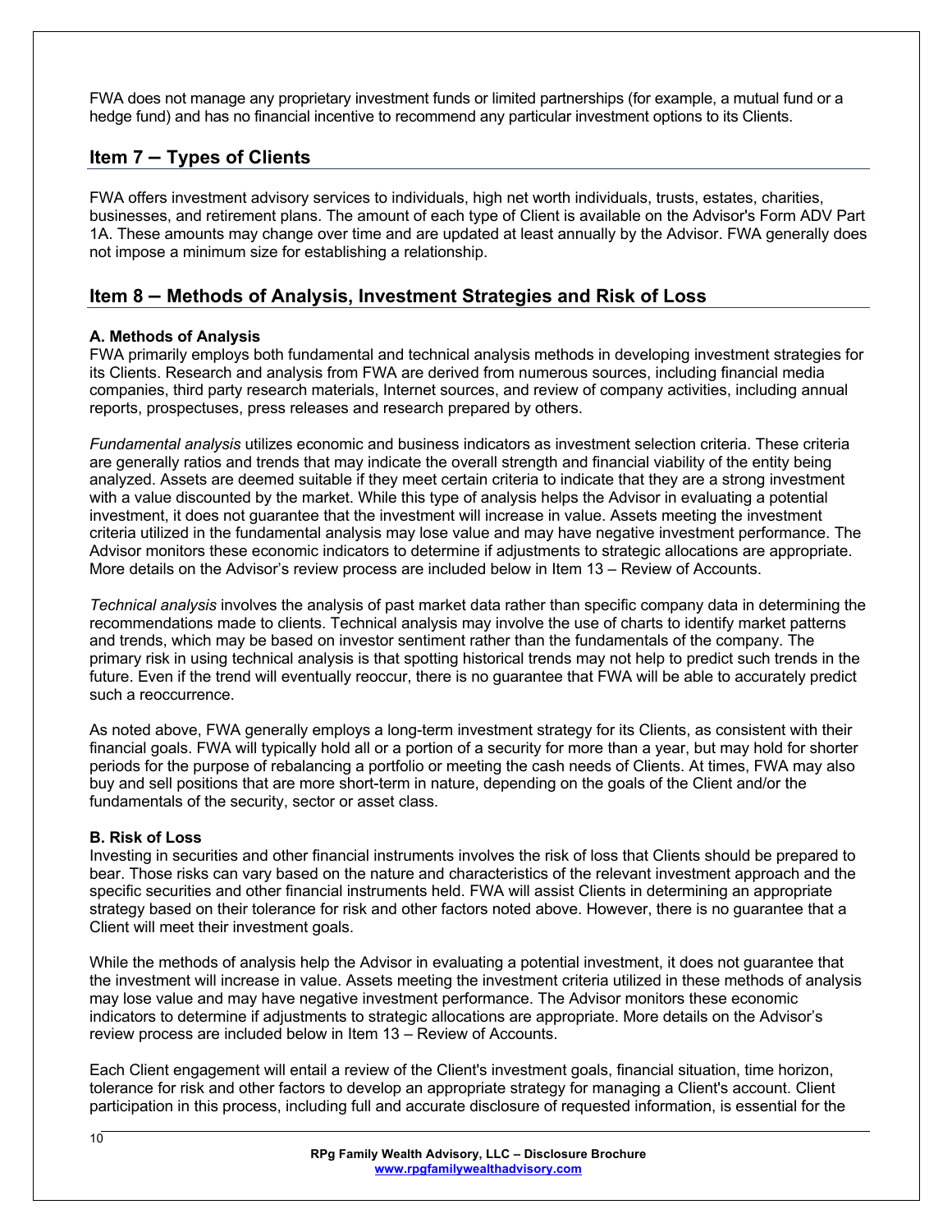FWA does not manage any proprietary investment funds or limited partnerships (for example, a mutual fund or a hedge fund) and has no financial incentive to recommend any particular investment options to its Clients.

## Item 7 – Types of Clients

FWA offers investment advisory services to individuals, high net worth individuals, trusts, estates, charities, businesses, and retirement plans. The amount of each type of Client is available on the Advisor's Form ADV Part 1A. These amounts may change over time and are updated at least annually by the Advisor. FWA generally does not impose a minimum size for establishing a relationship.

## Item 8 – Methods of Analysis, Investment Strategies and Risk of Loss

**A. Methods of Analysis**

FWA primarily employs both fundamental and technical analysis methods in developing investment strategies for its Clients. Research and analysis from FWA are derived from numerous sources, including financial media companies, third party research materials, Internet sources, and review of company activities, including annual reports, prospectuses, press releases and research prepared by others.

*Fundamental analysis* utilizes economic and business indicators as investment selection criteria. These criteria are generally ratios and trends that may indicate the overall strength and financial viability of the entity being analyzed. Assets are deemed suitable if they meet certain criteria to indicate that they are a strong investment with a value discounted by the market. While this type of analysis helps the Advisor in evaluating a potential investment, it does not guarantee that the investment will increase in value. Assets meeting the investment criteria utilized in the fundamental analysis may lose value and may have negative investment performance. The Advisor monitors these economic indicators to determine if adjustments to strategic allocations are appropriate. More details on the Advisor's review process are included below in Item 13 – Review of Accounts.

*Technical analysis* involves the analysis of past market data rather than specific company data in determining the recommendations made to clients. Technical analysis may involve the use of charts to identify market patterns and trends, which may be based on investor sentiment rather than the fundamentals of the company. The primary risk in using technical analysis is that spotting historical trends may not help to predict such trends in the future. Even if the trend will eventually reoccur, there is no guarantee that FWA will be able to accurately predict such a reoccurrence.

As noted above, FWA generally employs a long-term investment strategy for its Clients, as consistent with their financial goals. FWA will typically hold all or a portion of a security for more than a year, but may hold for shorter periods for the purpose of rebalancing a portfolio or meeting the cash needs of Clients. At times, FWA may also buy and sell positions that are more short-term in nature, depending on the goals of the Client and/or the fundamentals of the security, sector or asset class.

**B. Risk of Loss**

Investing in securities and other financial instruments involves the risk of loss that Clients should be prepared to bear. Those risks can vary based on the nature and characteristics of the relevant investment approach and the specific securities and other financial instruments held. FWA will assist Clients in determining an appropriate strategy based on their tolerance for risk and other factors noted above. However, there is no guarantee that a Client will meet their investment goals.

While the methods of analysis help the Advisor in evaluating a potential investment, it does not guarantee that the investment will increase in value. Assets meeting the investment criteria utilized in these methods of analysis may lose value and may have negative investment performance. The Advisor monitors these economic indicators to determine if adjustments to strategic allocations are appropriate. More details on the Advisor's review process are included below in Item 13 – Review of Accounts.

Each Client engagement will entail a review of the Client's investment goals, financial situation, time horizon, tolerance for risk and other factors to develop an appropriate strategy for managing a Client's account. Client participation in this process, including full and accurate disclosure of requested information, is essential for the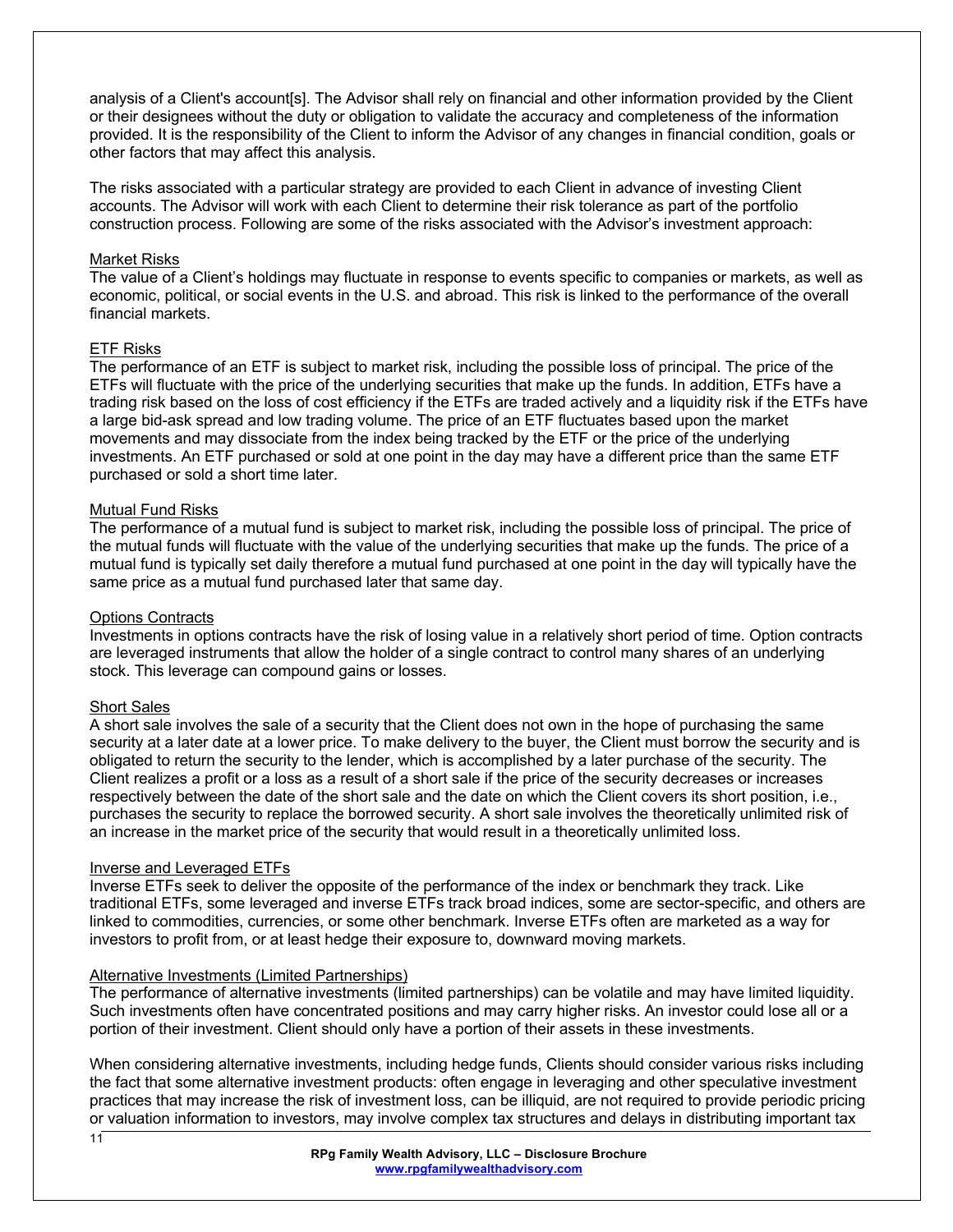analysis of a Client's account[s]. The Advisor shall rely on financial and other information provided by the Client or their designees without the duty or obligation to validate the accuracy and completeness of the information provided. It is the responsibility of the Client to inform the Advisor of any changes in financial condition, goals or other factors that may affect this analysis.

The risks associated with a particular strategy are provided to each Client in advance of investing Client accounts. The Advisor will work with each Client to determine their risk tolerance as part of the portfolio construction process. Following are some of the risks associated with the Advisor's investment approach:

Market Risks
The value of a Client's holdings may fluctuate in response to events specific to companies or markets, as well as economic, political, or social events in the U.S. and abroad. This risk is linked to the performance of the overall financial markets.

ETF Risks
The performance of an ETF is subject to market risk, including the possible loss of principal. The price of the ETFs will fluctuate with the price of the underlying securities that make up the funds. In addition, ETFs have a trading risk based on the loss of cost efficiency if the ETFs are traded actively and a liquidity risk if the ETFs have a large bid-ask spread and low trading volume. The price of an ETF fluctuates based upon the market movements and may dissociate from the index being tracked by the ETF or the price of the underlying investments. An ETF purchased or sold at one point in the day may have a different price than the same ETF purchased or sold a short time later.

Mutual Fund Risks
The performance of a mutual fund is subject to market risk, including the possible loss of principal. The price of the mutual funds will fluctuate with the value of the underlying securities that make up the funds. The price of a mutual fund is typically set daily therefore a mutual fund purchased at one point in the day will typically have the same price as a mutual fund purchased later that same day.

Options Contracts
Investments in options contracts have the risk of losing value in a relatively short period of time. Option contracts are leveraged instruments that allow the holder of a single contract to control many shares of an underlying stock. This leverage can compound gains or losses.

Short Sales
A short sale involves the sale of a security that the Client does not own in the hope of purchasing the same security at a later date at a lower price. To make delivery to the buyer, the Client must borrow the security and is obligated to return the security to the lender, which is accomplished by a later purchase of the security. The Client realizes a profit or a loss as a result of a short sale if the price of the security decreases or increases respectively between the date of the short sale and the date on which the Client covers its short position, i.e., purchases the security to replace the borrowed security. A short sale involves the theoretically unlimited risk of an increase in the market price of the security that would result in a theoretically unlimited loss.

Inverse and Leveraged ETFs
Inverse ETFs seek to deliver the opposite of the performance of the index or benchmark they track. Like traditional ETFs, some leveraged and inverse ETFs track broad indices, some are sector-specific, and others are linked to commodities, currencies, or some other benchmark. Inverse ETFs often are marketed as a way for investors to profit from, or at least hedge their exposure to, downward moving markets.

Alternative Investments (Limited Partnerships)
The performance of alternative investments (limited partnerships) can be volatile and may have limited liquidity. Such investments often have concentrated positions and may carry higher risks. An investor could lose all or a portion of their investment. Client should only have a portion of their assets in these investments.

When considering alternative investments, including hedge funds, Clients should consider various risks including the fact that some alternative investment products: often engage in leveraging and other speculative investment practices that may increase the risk of investment loss, can be illiquid, are not required to provide periodic pricing or valuation information to investors, may involve complex tax structures and delays in distributing important tax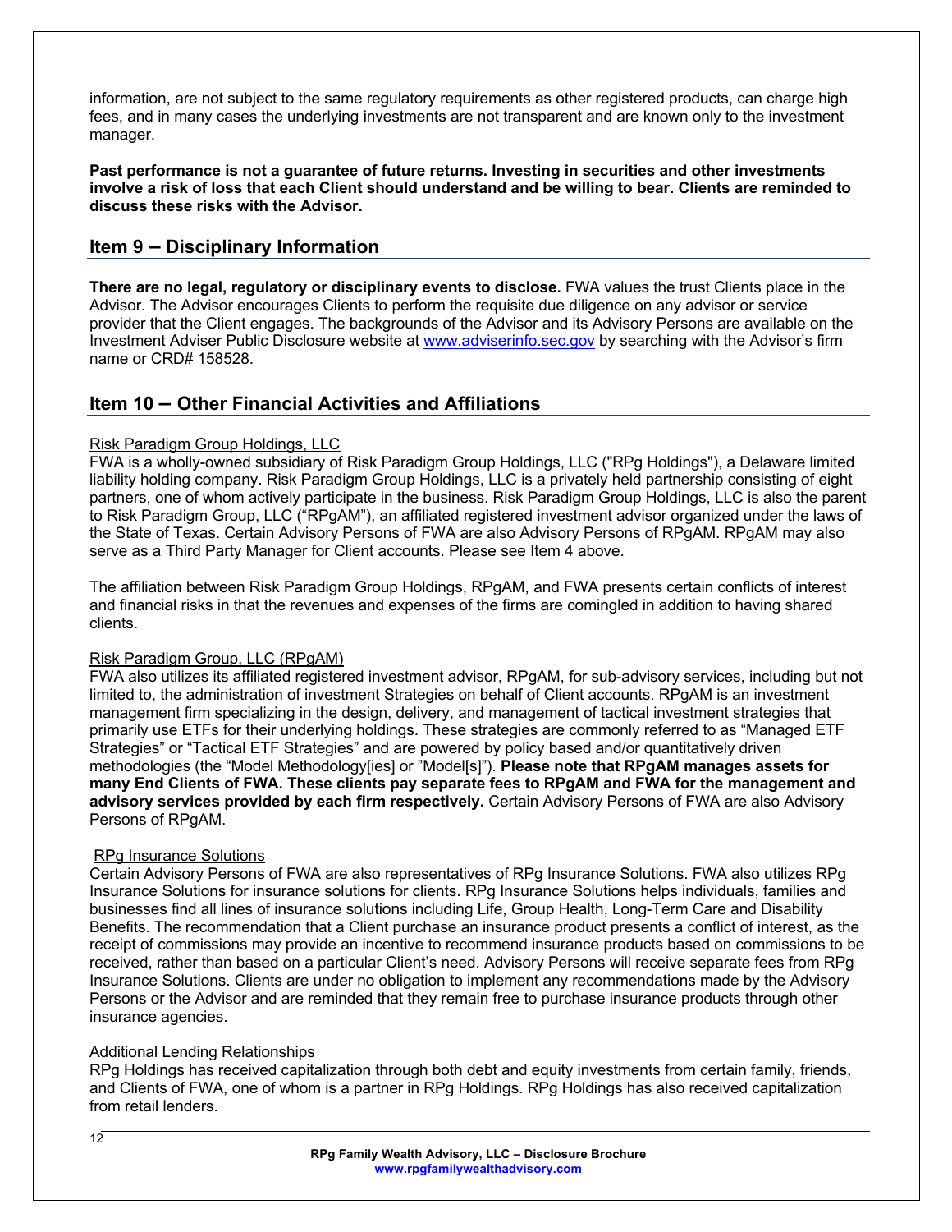information, are not subject to the same regulatory requirements as other registered products, can charge high fees, and in many cases the underlying investments are not transparent and are known only to the investment manager.

**Past performance is not a guarantee of future returns. Investing in securities and other investments involve a risk of loss that each Client should understand and be willing to bear. Clients are reminded to discuss these risks with the Advisor.**

## Item 9 – Disciplinary Information

**There are no legal, regulatory or disciplinary events to disclose.** FWA values the trust Clients place in the Advisor. The Advisor encourages Clients to perform the requisite due diligence on any advisor or service provider that the Client engages. The backgrounds of the Advisor and its Advisory Persons are available on the Investment Adviser Public Disclosure website at [www.adviserinfo.sec.gov](http://www.adviserinfo.sec.gov) by searching with the Advisor's firm name or CRD# 158528.

## Item 10 – Other Financial Activities and Affiliations

Risk Paradigm Group Holdings, LLC

FWA is a wholly-owned subsidiary of Risk Paradigm Group Holdings, LLC ("RPg Holdings"), a Delaware limited liability holding company. Risk Paradigm Group Holdings, LLC is a privately held partnership consisting of eight partners, one of whom actively participate in the business. Risk Paradigm Group Holdings, LLC is also the parent to Risk Paradigm Group, LLC ("RPgAM"), an affiliated registered investment advisor organized under the laws of the State of Texas. Certain Advisory Persons of FWA are also Advisory Persons of RPgAM. RPgAM may also serve as a Third Party Manager for Client accounts. Please see Item 4 above.

The affiliation between Risk Paradigm Group Holdings, RPgAM, and FWA presents certain conflicts of interest and financial risks in that the revenues and expenses of the firms are comingled in addition to having shared clients.

Risk Paradigm Group, LLC (RPgAM)

FWA also utilizes its affiliated registered investment advisor, RPgAM, for sub-advisory services, including but not limited to, the administration of investment Strategies on behalf of Client accounts. RPgAM is an investment management firm specializing in the design, delivery, and management of tactical investment strategies that primarily use ETFs for their underlying holdings. These strategies are commonly referred to as "Managed ETF Strategies" or "Tactical ETF Strategies" and are powered by policy based and/or quantitatively driven methodologies (the "Model Methodology[ies] or "Model[s]"). **Please note that RPgAM manages assets for many End Clients of FWA. These clients pay separate fees to RPgAM and FWA for the management and advisory services provided by each firm respectively.** Certain Advisory Persons of FWA are also Advisory Persons of RPgAM.

RPg Insurance Solutions

Certain Advisory Persons of FWA are also representatives of RPg Insurance Solutions. FWA also utilizes RPg Insurance Solutions for insurance solutions for clients. RPg Insurance Solutions helps individuals, families and businesses find all lines of insurance solutions including Life, Group Health, Long-Term Care and Disability Benefits. The recommendation that a Client purchase an insurance product presents a conflict of interest, as the receipt of commissions may provide an incentive to recommend insurance products based on commissions to be received, rather than based on a particular Client's need. Advisory Persons will receive separate fees from RPg Insurance Solutions. Clients are under no obligation to implement any recommendations made by the Advisory Persons or the Advisor and are reminded that they remain free to purchase insurance products through other insurance agencies.

Additional Lending Relationships

RPg Holdings has received capitalization through both debt and equity investments from certain family, friends, and Clients of FWA, one of whom is a partner in RPg Holdings. RPg Holdings has also received capitalization from retail lenders.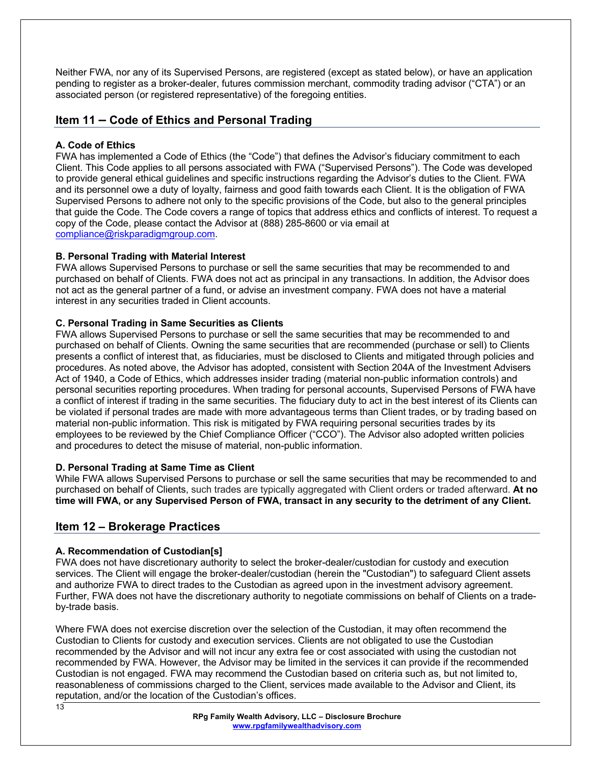Neither FWA, nor any of its Supervised Persons, are registered (except as stated below), or have an application pending to register as a broker-dealer, futures commission merchant, commodity trading advisor ("CTA") or an associated person (or registered representative) of the foregoing entities.

## Item 11 – Code of Ethics and Personal Trading

### A. Code of Ethics

FWA has implemented a Code of Ethics (the "Code") that defines the Advisor's fiduciary commitment to each Client. This Code applies to all persons associated with FWA ("Supervised Persons"). The Code was developed to provide general ethical guidelines and specific instructions regarding the Advisor's duties to the Client. FWA and its personnel owe a duty of loyalty, fairness and good faith towards each Client. It is the obligation of FWA Supervised Persons to adhere not only to the specific provisions of the Code, but also to the general principles that guide the Code. The Code covers a range of topics that address ethics and conflicts of interest. To request a copy of the Code, please contact the Advisor at (888) 285-8600 or via email at compliance@riskparadigmgroup.com.

### B. Personal Trading with Material Interest

FWA allows Supervised Persons to purchase or sell the same securities that may be recommended to and purchased on behalf of Clients. FWA does not act as principal in any transactions. In addition, the Advisor does not act as the general partner of a fund, or advise an investment company. FWA does not have a material interest in any securities traded in Client accounts.

### C. Personal Trading in Same Securities as Clients

FWA allows Supervised Persons to purchase or sell the same securities that may be recommended to and purchased on behalf of Clients. Owning the same securities that are recommended (purchase or sell) to Clients presents a conflict of interest that, as fiduciaries, must be disclosed to Clients and mitigated through policies and procedures. As noted above, the Advisor has adopted, consistent with Section 204A of the Investment Advisers Act of 1940, a Code of Ethics, which addresses insider trading (material non-public information controls) and personal securities reporting procedures. When trading for personal accounts, Supervised Persons of FWA have a conflict of interest if trading in the same securities. The fiduciary duty to act in the best interest of its Clients can be violated if personal trades are made with more advantageous terms than Client trades, or by trading based on material non-public information. This risk is mitigated by FWA requiring personal securities trades by its employees to be reviewed by the Chief Compliance Officer ("CCO"). The Advisor also adopted written policies and procedures to detect the misuse of material, non-public information.

### D. Personal Trading at Same Time as Client

While FWA allows Supervised Persons to purchase or sell the same securities that may be recommended to and purchased on behalf of Clients, such trades are typically aggregated with Client orders or traded afterward. **At no time will FWA, or any Supervised Person of FWA, transact in any security to the detriment of any Client.**

## Item 12 – Brokerage Practices

### A. Recommendation of Custodian[s]

FWA does not have discretionary authority to select the broker-dealer/custodian for custody and execution services. The Client will engage the broker-dealer/custodian (herein the "Custodian") to safeguard Client assets and authorize FWA to direct trades to the Custodian as agreed upon in the investment advisory agreement. Further, FWA does not have the discretionary authority to negotiate commissions on behalf of Clients on a trade-by-trade basis.

Where FWA does not exercise discretion over the selection of the Custodian, it may often recommend the Custodian to Clients for custody and execution services. Clients are not obligated to use the Custodian recommended by the Advisor and will not incur any extra fee or cost associated with using the custodian not recommended by FWA. However, the Advisor may be limited in the services it can provide if the recommended Custodian is not engaged. FWA may recommend the Custodian based on criteria such as, but not limited to, reasonableness of commissions charged to the Client, services made available to the Advisor and Client, its reputation, and/or the location of the Custodian's offices.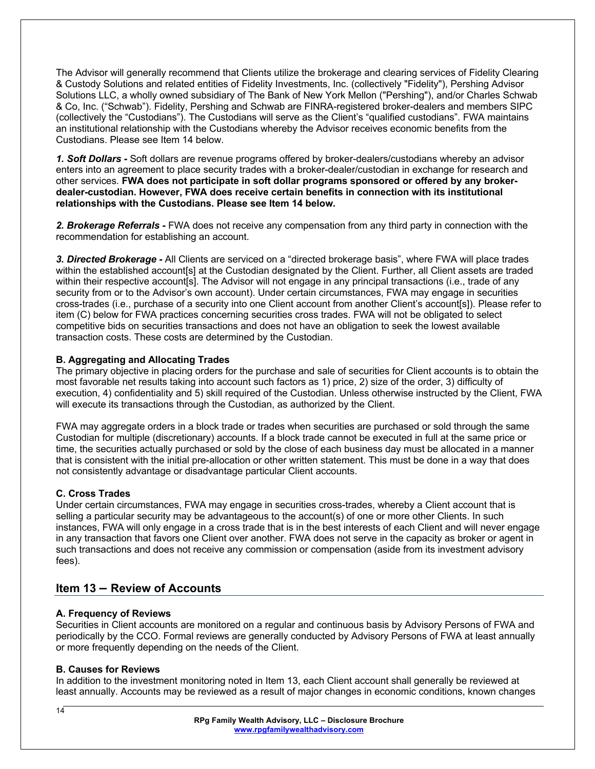The Advisor will generally recommend that Clients utilize the brokerage and clearing services of Fidelity Clearing & Custody Solutions and related entities of Fidelity Investments, Inc. (collectively "Fidelity"), Pershing Advisor Solutions LLC, a wholly owned subsidiary of The Bank of New York Mellon ("Pershing"), and/or Charles Schwab & Co, Inc. ("Schwab"). Fidelity, Pershing and Schwab are FINRA-registered broker-dealers and members SIPC (collectively the "Custodians"). The Custodians will serve as the Client's "qualified custodians". FWA maintains an institutional relationship with the Custodians whereby the Advisor receives economic benefits from the Custodians. Please see Item 14 below.

***1. Soft Dollars -*** Soft dollars are revenue programs offered by broker-dealers/custodians whereby an advisor enters into an agreement to place security trades with a broker-dealer/custodian in exchange for research and other services. **FWA does not participate in soft dollar programs sponsored or offered by any broker-dealer-custodian. However, FWA does receive certain benefits in connection with its institutional relationships with the Custodians. Please see Item 14 below.**

***2. Brokerage Referrals -*** FWA does not receive any compensation from any third party in connection with the recommendation for establishing an account.

***3. Directed Brokerage -*** All Clients are serviced on a "directed brokerage basis", where FWA will place trades within the established account[s] at the Custodian designated by the Client. Further, all Client assets are traded within their respective account[s]. The Advisor will not engage in any principal transactions (i.e., trade of any security from or to the Advisor's own account). Under certain circumstances, FWA may engage in securities cross-trades (i.e., purchase of a security into one Client account from another Client's account[s]). Please refer to item (C) below for FWA practices concerning securities cross trades. FWA will not be obligated to select competitive bids on securities transactions and does not have an obligation to seek the lowest available transaction costs. These costs are determined by the Custodian.

### B. Aggregating and Allocating Trades

The primary objective in placing orders for the purchase and sale of securities for Client accounts is to obtain the most favorable net results taking into account such factors as 1) price, 2) size of the order, 3) difficulty of execution, 4) confidentiality and 5) skill required of the Custodian. Unless otherwise instructed by the Client, FWA will execute its transactions through the Custodian, as authorized by the Client.

FWA may aggregate orders in a block trade or trades when securities are purchased or sold through the same Custodian for multiple (discretionary) accounts. If a block trade cannot be executed in full at the same price or time, the securities actually purchased or sold by the close of each business day must be allocated in a manner that is consistent with the initial pre-allocation or other written statement. This must be done in a way that does not consistently advantage or disadvantage particular Client accounts.

### C. Cross Trades

Under certain circumstances, FWA may engage in securities cross-trades, whereby a Client account that is selling a particular security may be advantageous to the account(s) of one or more other Clients. In such instances, FWA will only engage in a cross trade that is in the best interests of each Client and will never engage in any transaction that favors one Client over another. FWA does not serve in the capacity as broker or agent in such transactions and does not receive any commission or compensation (aside from its investment advisory fees).

## Item 13 – Review of Accounts

### A. Frequency of Reviews

Securities in Client accounts are monitored on a regular and continuous basis by Advisory Persons of FWA and periodically by the CCO. Formal reviews are generally conducted by Advisory Persons of FWA at least annually or more frequently depending on the needs of the Client.

### B. Causes for Reviews

In addition to the investment monitoring noted in Item 13, each Client account shall generally be reviewed at least annually. Accounts may be reviewed as a result of major changes in economic conditions, known changes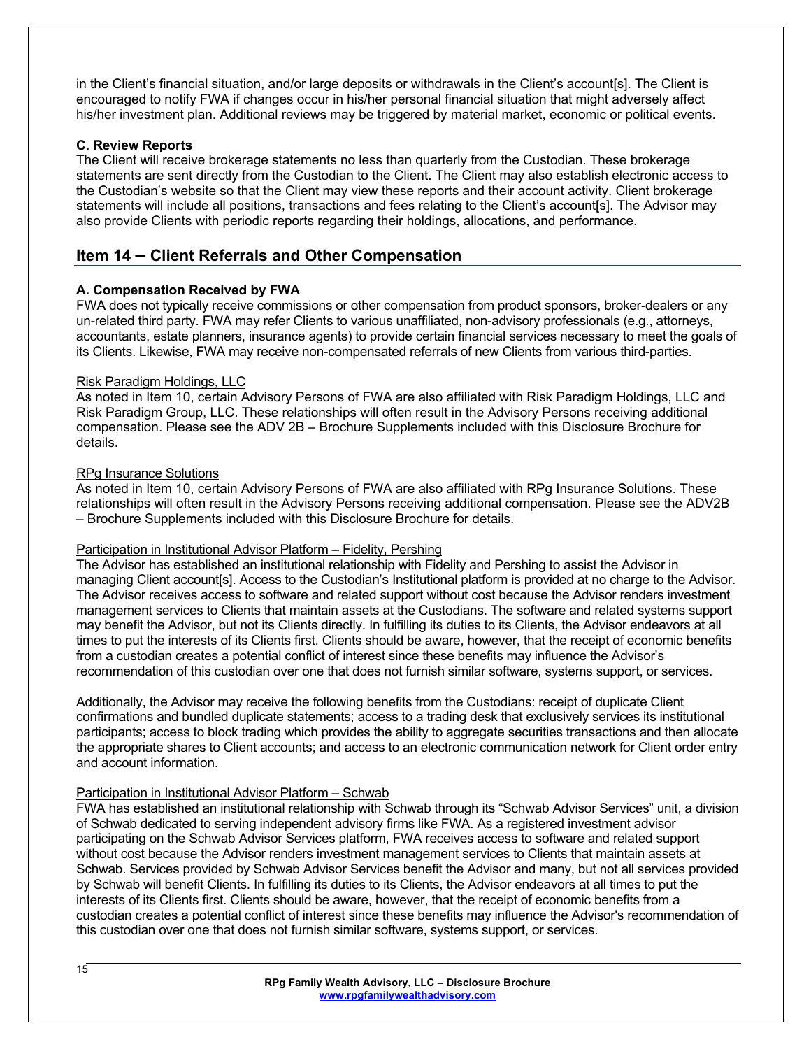in the Client's financial situation, and/or large deposits or withdrawals in the Client's account[s]. The Client is encouraged to notify FWA if changes occur in his/her personal financial situation that might adversely affect his/her investment plan. Additional reviews may be triggered by material market, economic or political events.

**C. Review Reports**

The Client will receive brokerage statements no less than quarterly from the Custodian. These brokerage statements are sent directly from the Custodian to the Client. The Client may also establish electronic access to the Custodian's website so that the Client may view these reports and their account activity. Client brokerage statements will include all positions, transactions and fees relating to the Client's account[s]. The Advisor may also provide Clients with periodic reports regarding their holdings, allocations, and performance.

## Item 14 – Client Referrals and Other Compensation

**A. Compensation Received by FWA**

FWA does not typically receive commissions or other compensation from product sponsors, broker-dealers or any un-related third party. FWA may refer Clients to various unaffiliated, non-advisory professionals (e.g., attorneys, accountants, estate planners, insurance agents) to provide certain financial services necessary to meet the goals of its Clients. Likewise, FWA may receive non-compensated referrals of new Clients from various third-parties.

Risk Paradigm Holdings, LLC

As noted in Item 10, certain Advisory Persons of FWA are also affiliated with Risk Paradigm Holdings, LLC and Risk Paradigm Group, LLC. These relationships will often result in the Advisory Persons receiving additional compensation. Please see the ADV 2B – Brochure Supplements included with this Disclosure Brochure for details.

RPg Insurance Solutions

As noted in Item 10, certain Advisory Persons of FWA are also affiliated with RPg Insurance Solutions. These relationships will often result in the Advisory Persons receiving additional compensation. Please see the ADV2B – Brochure Supplements included with this Disclosure Brochure for details.

Participation in Institutional Advisor Platform – Fidelity, Pershing

The Advisor has established an institutional relationship with Fidelity and Pershing to assist the Advisor in managing Client account[s]. Access to the Custodian's Institutional platform is provided at no charge to the Advisor. The Advisor receives access to software and related support without cost because the Advisor renders investment management services to Clients that maintain assets at the Custodians. The software and related systems support may benefit the Advisor, but not its Clients directly. In fulfilling its duties to its Clients, the Advisor endeavors at all times to put the interests of its Clients first. Clients should be aware, however, that the receipt of economic benefits from a custodian creates a potential conflict of interest since these benefits may influence the Advisor's recommendation of this custodian over one that does not furnish similar software, systems support, or services.

Additionally, the Advisor may receive the following benefits from the Custodians: receipt of duplicate Client confirmations and bundled duplicate statements; access to a trading desk that exclusively services its institutional participants; access to block trading which provides the ability to aggregate securities transactions and then allocate the appropriate shares to Client accounts; and access to an electronic communication network for Client order entry and account information.

Participation in Institutional Advisor Platform – Schwab

FWA has established an institutional relationship with Schwab through its "Schwab Advisor Services" unit, a division of Schwab dedicated to serving independent advisory firms like FWA. As a registered investment advisor participating on the Schwab Advisor Services platform, FWA receives access to software and related support without cost because the Advisor renders investment management services to Clients that maintain assets at Schwab. Services provided by Schwab Advisor Services benefit the Advisor and many, but not all services provided by Schwab will benefit Clients. In fulfilling its duties to its Clients, the Advisor endeavors at all times to put the interests of its Clients first. Clients should be aware, however, that the receipt of economic benefits from a custodian creates a potential conflict of interest since these benefits may influence the Advisor's recommendation of this custodian over one that does not furnish similar software, systems support, or services.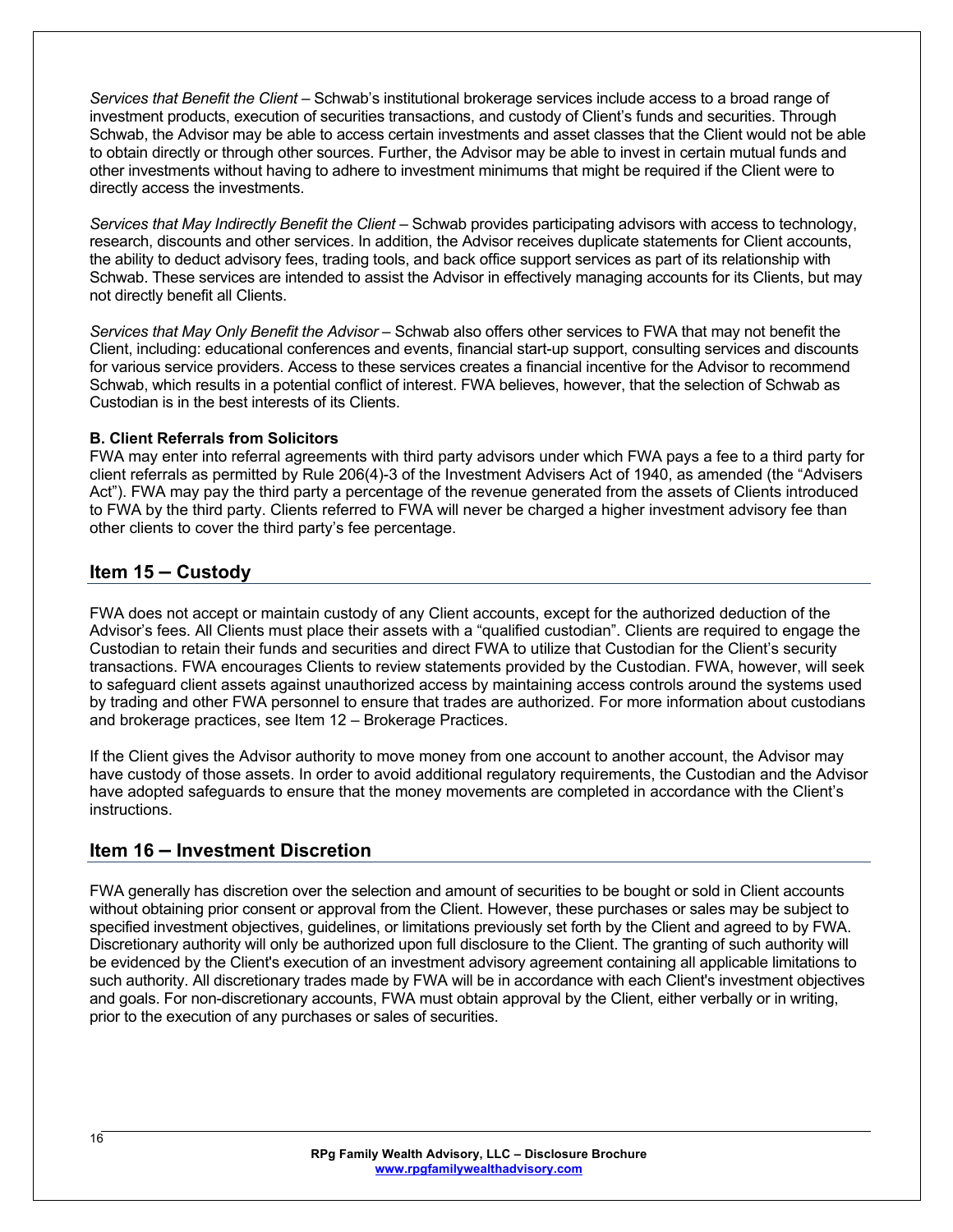*Services that Benefit the Client* – Schwab's institutional brokerage services include access to a broad range of investment products, execution of securities transactions, and custody of Client's funds and securities. Through Schwab, the Advisor may be able to access certain investments and asset classes that the Client would not be able to obtain directly or through other sources. Further, the Advisor may be able to invest in certain mutual funds and other investments without having to adhere to investment minimums that might be required if the Client were to directly access the investments.

*Services that May Indirectly Benefit the Client* – Schwab provides participating advisors with access to technology, research, discounts and other services. In addition, the Advisor receives duplicate statements for Client accounts, the ability to deduct advisory fees, trading tools, and back office support services as part of its relationship with Schwab. These services are intended to assist the Advisor in effectively managing accounts for its Clients, but may not directly benefit all Clients.

*Services that May Only Benefit the Advisor* – Schwab also offers other services to FWA that may not benefit the Client, including: educational conferences and events, financial start-up support, consulting services and discounts for various service providers. Access to these services creates a financial incentive for the Advisor to recommend Schwab, which results in a potential conflict of interest. FWA believes, however, that the selection of Schwab as Custodian is in the best interests of its Clients.

**B. Client Referrals from Solicitors**

FWA may enter into referral agreements with third party advisors under which FWA pays a fee to a third party for client referrals as permitted by Rule 206(4)-3 of the Investment Advisers Act of 1940, as amended (the "Advisers Act"). FWA may pay the third party a percentage of the revenue generated from the assets of Clients introduced to FWA by the third party. Clients referred to FWA will never be charged a higher investment advisory fee than other clients to cover the third party's fee percentage.

## Item 15 – Custody

FWA does not accept or maintain custody of any Client accounts, except for the authorized deduction of the Advisor's fees. All Clients must place their assets with a "qualified custodian". Clients are required to engage the Custodian to retain their funds and securities and direct FWA to utilize that Custodian for the Client's security transactions. FWA encourages Clients to review statements provided by the Custodian. FWA, however, will seek to safeguard client assets against unauthorized access by maintaining access controls around the systems used by trading and other FWA personnel to ensure that trades are authorized. For more information about custodians and brokerage practices, see Item 12 – Brokerage Practices.

If the Client gives the Advisor authority to move money from one account to another account, the Advisor may have custody of those assets. In order to avoid additional regulatory requirements, the Custodian and the Advisor have adopted safeguards to ensure that the money movements are completed in accordance with the Client's instructions.

## Item 16 – Investment Discretion

FWA generally has discretion over the selection and amount of securities to be bought or sold in Client accounts without obtaining prior consent or approval from the Client. However, these purchases or sales may be subject to specified investment objectives, guidelines, or limitations previously set forth by the Client and agreed to by FWA. Discretionary authority will only be authorized upon full disclosure to the Client. The granting of such authority will be evidenced by the Client's execution of an investment advisory agreement containing all applicable limitations to such authority. All discretionary trades made by FWA will be in accordance with each Client's investment objectives and goals. For non-discretionary accounts, FWA must obtain approval by the Client, either verbally or in writing, prior to the execution of any purchases or sales of securities.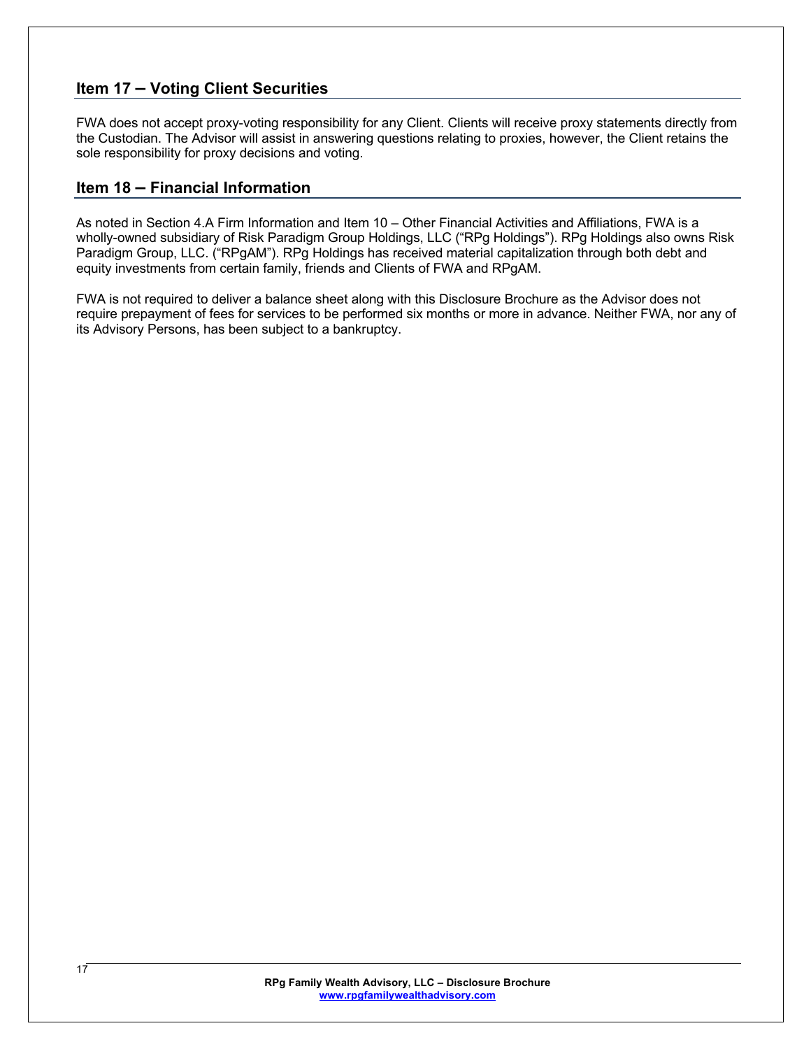## Item 17 – Voting Client Securities

FWA does not accept proxy-voting responsibility for any Client. Clients will receive proxy statements directly from the Custodian. The Advisor will assist in answering questions relating to proxies, however, the Client retains the sole responsibility for proxy decisions and voting.

## Item 18 – Financial Information

As noted in Section 4.A Firm Information and Item 10 – Other Financial Activities and Affiliations, FWA is a wholly-owned subsidiary of Risk Paradigm Group Holdings, LLC ("RPg Holdings"). RPg Holdings also owns Risk Paradigm Group, LLC. ("RPgAM"). RPg Holdings has received material capitalization through both debt and equity investments from certain family, friends and Clients of FWA and RPgAM.

FWA is not required to deliver a balance sheet along with this Disclosure Brochure as the Advisor does not require prepayment of fees for services to be performed six months or more in advance. Neither FWA, nor any of its Advisory Persons, has been subject to a bankruptcy.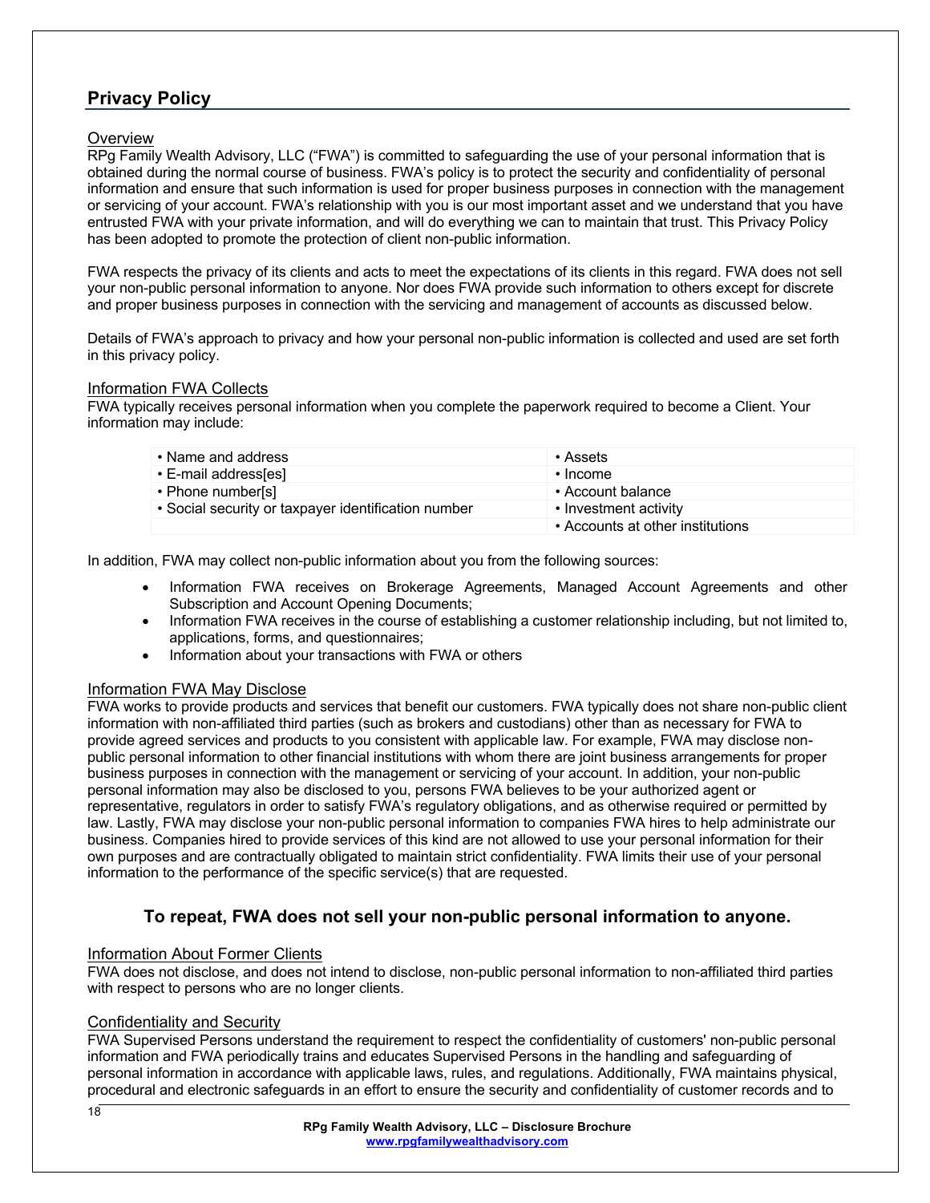## Privacy Policy

Overview

RPg Family Wealth Advisory, LLC ("FWA") is committed to safeguarding the use of your personal information that is obtained during the normal course of business. FWA's policy is to protect the security and confidentiality of personal information and ensure that such information is used for proper business purposes in connection with the management or servicing of your account. FWA's relationship with you is our most important asset and we understand that you have entrusted FWA with your private information, and will do everything we can to maintain that trust. This Privacy Policy has been adopted to promote the protection of client non-public information.

FWA respects the privacy of its clients and acts to meet the expectations of its clients in this regard. FWA does not sell your non-public personal information to anyone. Nor does FWA provide such information to others except for discrete and proper business purposes in connection with the servicing and management of accounts as discussed below.

Details of FWA's approach to privacy and how your personal non-public information is collected and used are set forth in this privacy policy.

Information FWA Collects

FWA typically receives personal information when you complete the paperwork required to become a Client. Your information may include:

| | |
|---|---|
| • Name and address | • Assets |
| • E-mail address[es] | • Income |
| • Phone number[s] | • Account balance |
| • Social security or taxpayer identification number | • Investment activity |
| | • Accounts at other institutions |

In addition, FWA may collect non-public information about you from the following sources:

- Information FWA receives on Brokerage Agreements, Managed Account Agreements and other Subscription and Account Opening Documents;
- Information FWA receives in the course of establishing a customer relationship including, but not limited to, applications, forms, and questionnaires;
- Information about your transactions with FWA or others

Information FWA May Disclose

FWA works to provide products and services that benefit our customers. FWA typically does not share non-public client information with non-affiliated third parties (such as brokers and custodians) other than as necessary for FWA to provide agreed services and products to you consistent with applicable law. For example, FWA may disclose non-public personal information to other financial institutions with whom there are joint business arrangements for proper business purposes in connection with the management or servicing of your account. In addition, your non-public personal information may also be disclosed to you, persons FWA believes to be your authorized agent or representative, regulators in order to satisfy FWA's regulatory obligations, and as otherwise required or permitted by law. Lastly, FWA may disclose your non-public personal information to companies FWA hires to help administrate our business. Companies hired to provide services of this kind are not allowed to use your personal information for their own purposes and are contractually obligated to maintain strict confidentiality. FWA limits their use of your personal information to the performance of the specific service(s) that are requested.

**To repeat, FWA does not sell your non-public personal information to anyone.**

Information About Former Clients

FWA does not disclose, and does not intend to disclose, non-public personal information to non-affiliated third parties with respect to persons who are no longer clients.

Confidentiality and Security

FWA Supervised Persons understand the requirement to respect the confidentiality of customers' non-public personal information and FWA periodically trains and educates Supervised Persons in the handling and safeguarding of personal information in accordance with applicable laws, rules, and regulations. Additionally, FWA maintains physical, procedural and electronic safeguards in an effort to ensure the security and confidentiality of customer records and to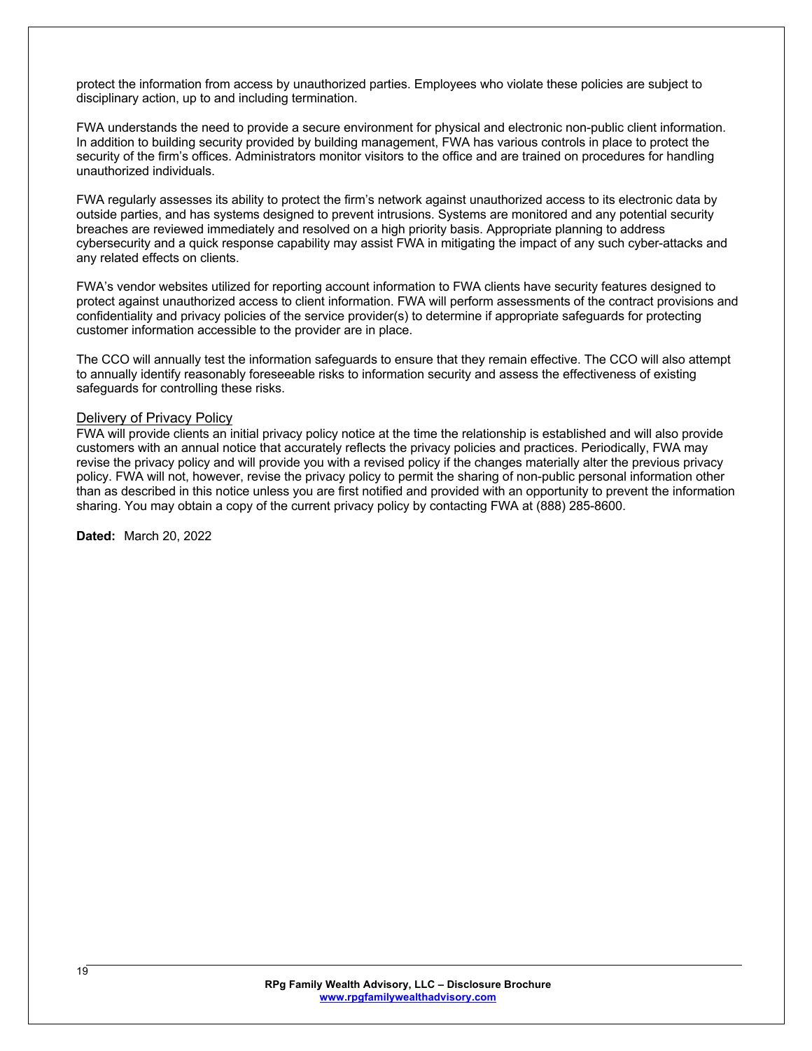protect the information from access by unauthorized parties. Employees who violate these policies are subject to disciplinary action, up to and including termination.

FWA understands the need to provide a secure environment for physical and electronic non-public client information. In addition to building security provided by building management, FWA has various controls in place to protect the security of the firm's offices. Administrators monitor visitors to the office and are trained on procedures for handling unauthorized individuals.

FWA regularly assesses its ability to protect the firm's network against unauthorized access to its electronic data by outside parties, and has systems designed to prevent intrusions. Systems are monitored and any potential security breaches are reviewed immediately and resolved on a high priority basis. Appropriate planning to address cybersecurity and a quick response capability may assist FWA in mitigating the impact of any such cyber-attacks and any related effects on clients.

FWA's vendor websites utilized for reporting account information to FWA clients have security features designed to protect against unauthorized access to client information. FWA will perform assessments of the contract provisions and confidentiality and privacy policies of the service provider(s) to determine if appropriate safeguards for protecting customer information accessible to the provider are in place.

The CCO will annually test the information safeguards to ensure that they remain effective. The CCO will also attempt to annually identify reasonably foreseeable risks to information security and assess the effectiveness of existing safeguards for controlling these risks.

### Delivery of Privacy Policy

FWA will provide clients an initial privacy policy notice at the time the relationship is established and will also provide customers with an annual notice that accurately reflects the privacy policies and practices. Periodically, FWA may revise the privacy policy and will provide you with a revised policy if the changes materially alter the previous privacy policy. FWA will not, however, revise the privacy policy to permit the sharing of non-public personal information other than as described in this notice unless you are first notified and provided with an opportunity to prevent the information sharing. You may obtain a copy of the current privacy policy by contacting FWA at (888) 285-8600.

**Dated:** March 20, 2022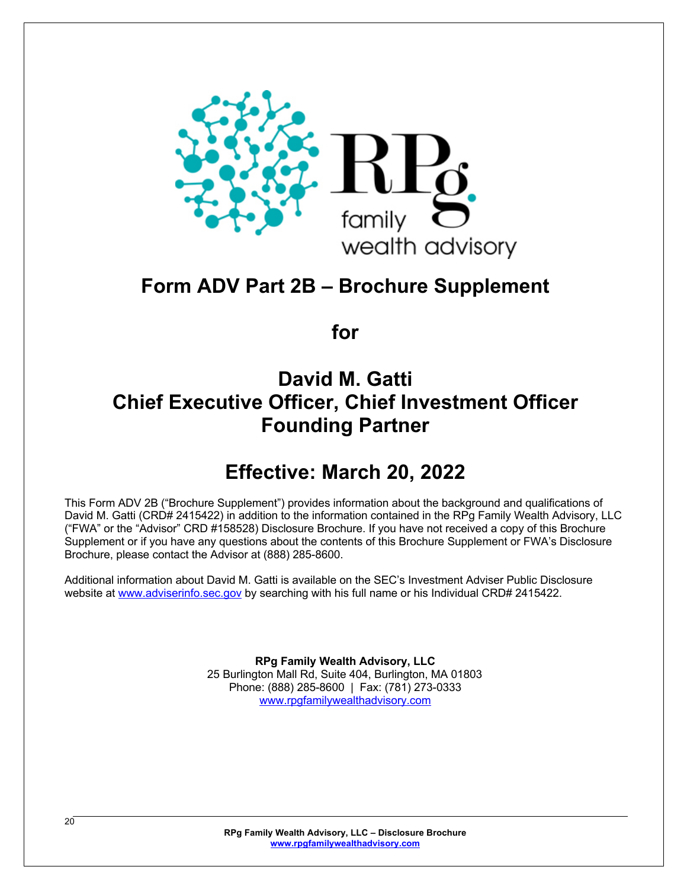# Form ADV Part 2B – Brochure Supplement

## for

## David M. Gatti
## Chief Executive Officer, Chief Investment Officer
## Founding Partner

## Effective: March 20, 2022

This Form ADV 2B ("Brochure Supplement") provides information about the background and qualifications of David M. Gatti (CRD# 2415422) in addition to the information contained in the RPg Family Wealth Advisory, LLC ("FWA" or the "Advisor" CRD #158528) Disclosure Brochure. If you have not received a copy of this Brochure Supplement or if you have any questions about the contents of this Brochure Supplement or FWA's Disclosure Brochure, please contact the Advisor at (888) 285-8600.

Additional information about David M. Gatti is available on the SEC's Investment Adviser Public Disclosure website at www.adviserinfo.sec.gov by searching with his full name or his Individual CRD# 2415422.

**RPg Family Wealth Advisory, LLC**
25 Burlington Mall Rd, Suite 404, Burlington, MA 01803
Phone: (888) 285-8600 | Fax: (781) 273-0333
www.rpgfamilywealthadvisory.com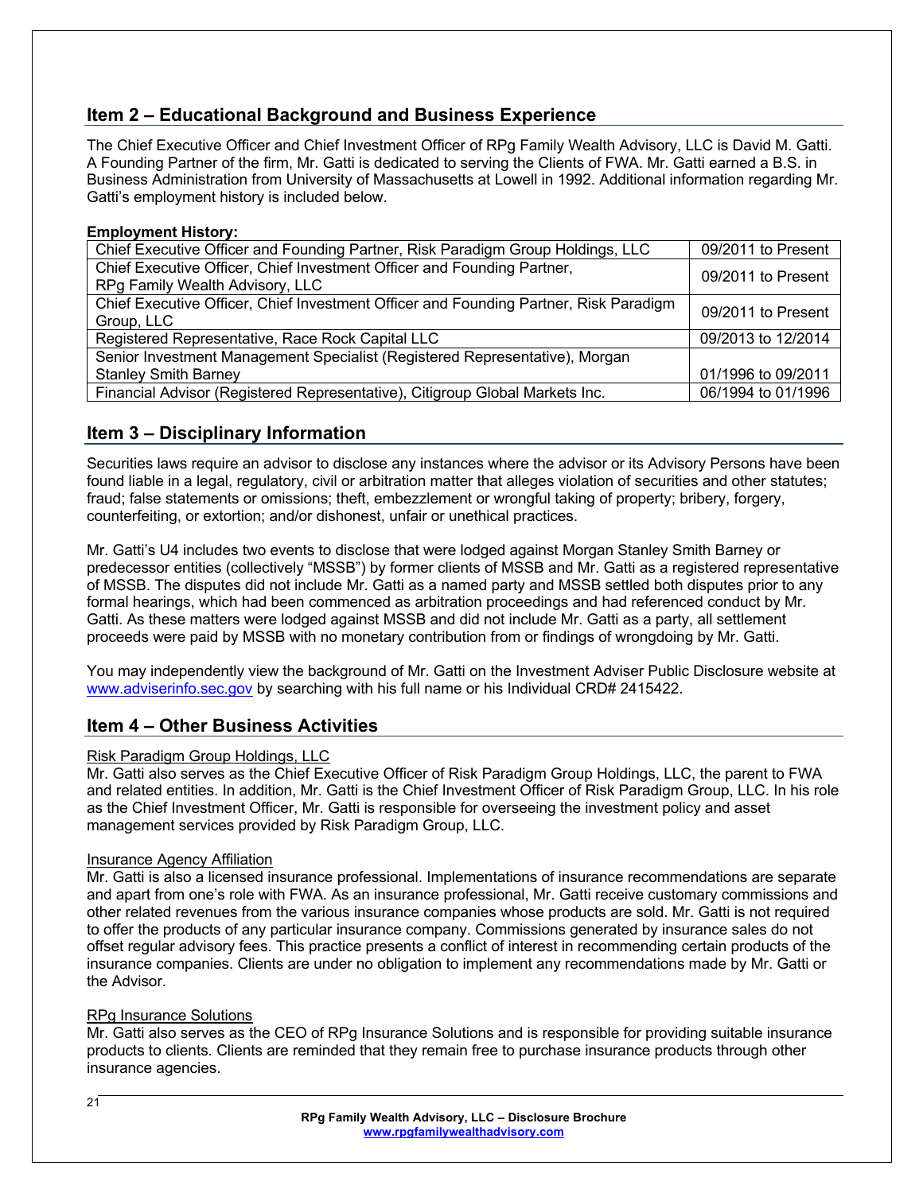## Item 2 – Educational Background and Business Experience

The Chief Executive Officer and Chief Investment Officer of RPg Family Wealth Advisory, LLC is David M. Gatti. A Founding Partner of the firm, Mr. Gatti is dedicated to serving the Clients of FWA. Mr. Gatti earned a B.S. in Business Administration from University of Massachusetts at Lowell in 1992. Additional information regarding Mr. Gatti's employment history is included below.

**Employment History:**

| Position | Dates |
|---|---|
| Chief Executive Officer and Founding Partner, Risk Paradigm Group Holdings, LLC | 09/2011 to Present |
| Chief Executive Officer, Chief Investment Officer and Founding Partner, RPg Family Wealth Advisory, LLC | 09/2011 to Present |
| Chief Executive Officer, Chief Investment Officer and Founding Partner, Risk Paradigm Group, LLC | 09/2011 to Present |
| Registered Representative, Race Rock Capital LLC | 09/2013 to 12/2014 |
| Senior Investment Management Specialist (Registered Representative), Morgan Stanley Smith Barney | 01/1996 to 09/2011 |
| Financial Advisor (Registered Representative), Citigroup Global Markets Inc. | 06/1994 to 01/1996 |

## Item 3 – Disciplinary Information

Securities laws require an advisor to disclose any instances where the advisor or its Advisory Persons have been found liable in a legal, regulatory, civil or arbitration matter that alleges violation of securities and other statutes; fraud; false statements or omissions; theft, embezzlement or wrongful taking of property; bribery, forgery, counterfeiting, or extortion; and/or dishonest, unfair or unethical practices.

Mr. Gatti's U4 includes two events to disclose that were lodged against Morgan Stanley Smith Barney or predecessor entities (collectively "MSSB") by former clients of MSSB and Mr. Gatti as a registered representative of MSSB. The disputes did not include Mr. Gatti as a named party and MSSB settled both disputes prior to any formal hearings, which had been commenced as arbitration proceedings and had referenced conduct by Mr. Gatti. As these matters were lodged against MSSB and did not include Mr. Gatti as a party, all settlement proceeds were paid by MSSB with no monetary contribution from or findings of wrongdoing by Mr. Gatti.

You may independently view the background of Mr. Gatti on the Investment Adviser Public Disclosure website at www.adviserinfo.sec.gov by searching with his full name or his Individual CRD# 2415422.

## Item 4 – Other Business Activities

Risk Paradigm Group Holdings, LLC

Mr. Gatti also serves as the Chief Executive Officer of Risk Paradigm Group Holdings, LLC, the parent to FWA and related entities. In addition, Mr. Gatti is the Chief Investment Officer of Risk Paradigm Group, LLC. In his role as the Chief Investment Officer, Mr. Gatti is responsible for overseeing the investment policy and asset management services provided by Risk Paradigm Group, LLC.

Insurance Agency Affiliation

Mr. Gatti is also a licensed insurance professional. Implementations of insurance recommendations are separate and apart from one's role with FWA. As an insurance professional, Mr. Gatti receive customary commissions and other related revenues from the various insurance companies whose products are sold. Mr. Gatti is not required to offer the products of any particular insurance company. Commissions generated by insurance sales do not offset regular advisory fees. This practice presents a conflict of interest in recommending certain products of the insurance companies. Clients are under no obligation to implement any recommendations made by Mr. Gatti or the Advisor.

RPg Insurance Solutions

Mr. Gatti also serves as the CEO of RPg Insurance Solutions and is responsible for providing suitable insurance products to clients. Clients are reminded that they remain free to purchase insurance products through other insurance agencies.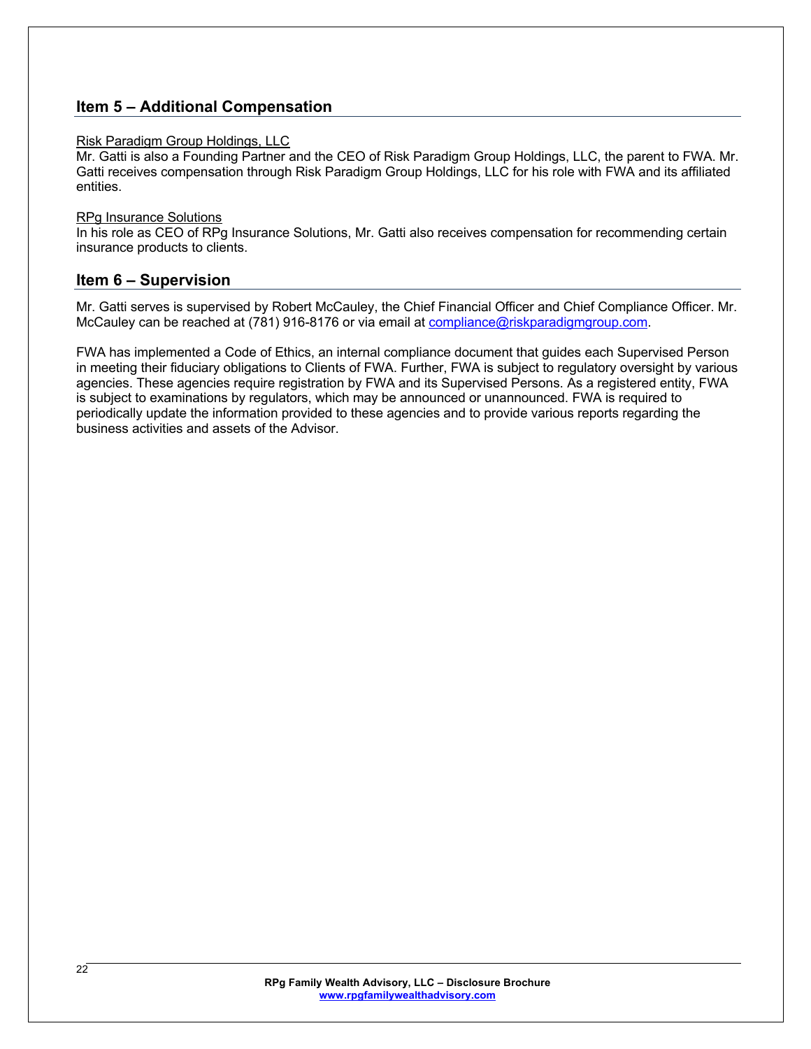## Item 5 – Additional Compensation

Risk Paradigm Group Holdings, LLC

Mr. Gatti is also a Founding Partner and the CEO of Risk Paradigm Group Holdings, LLC, the parent to FWA. Mr. Gatti receives compensation through Risk Paradigm Group Holdings, LLC for his role with FWA and its affiliated entities.

RPg Insurance Solutions

In his role as CEO of RPg Insurance Solutions, Mr. Gatti also receives compensation for recommending certain insurance products to clients.

## Item 6 – Supervision

Mr. Gatti serves is supervised by Robert McCauley, the Chief Financial Officer and Chief Compliance Officer. Mr. McCauley can be reached at (781) 916-8176 or via email at compliance@riskparadigmgroup.com.

FWA has implemented a Code of Ethics, an internal compliance document that guides each Supervised Person in meeting their fiduciary obligations to Clients of FWA. Further, FWA is subject to regulatory oversight by various agencies. These agencies require registration by FWA and its Supervised Persons. As a registered entity, FWA is subject to examinations by regulators, which may be announced or unannounced. FWA is required to periodically update the information provided to these agencies and to provide various reports regarding the business activities and assets of the Advisor.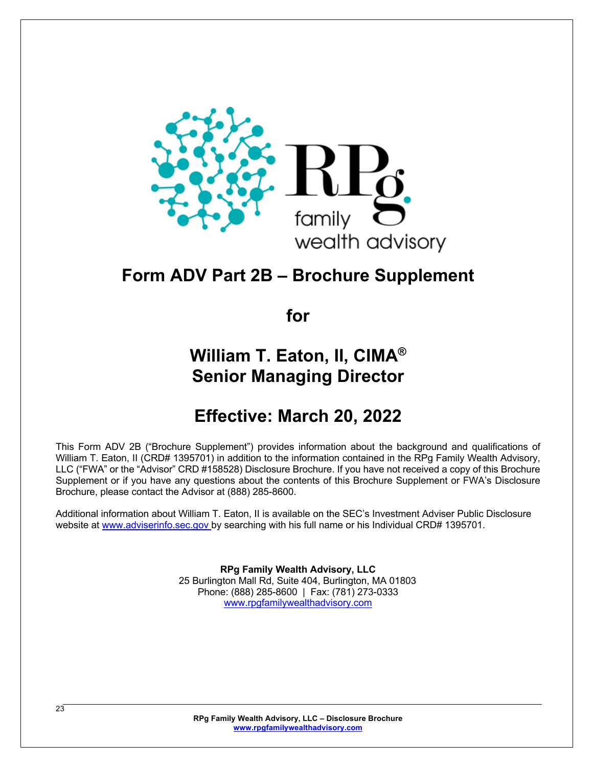# Form ADV Part 2B – Brochure Supplement

## for

## William T. Eaton, II, CIMA®
## Senior Managing Director

## Effective: March 20, 2022

This Form ADV 2B ("Brochure Supplement") provides information about the background and qualifications of William T. Eaton, II (CRD# 1395701) in addition to the information contained in the RPg Family Wealth Advisory, LLC ("FWA" or the "Advisor" CRD #158528) Disclosure Brochure. If you have not received a copy of this Brochure Supplement or if you have any questions about the contents of this Brochure Supplement or FWA's Disclosure Brochure, please contact the Advisor at (888) 285-8600.

Additional information about William T. Eaton, II is available on the SEC's Investment Adviser Public Disclosure website at www.adviserinfo.sec.gov by searching with his full name or his Individual CRD# 1395701.

**RPg Family Wealth Advisory, LLC**
25 Burlington Mall Rd, Suite 404, Burlington, MA 01803
Phone: (888) 285-8600 | Fax: (781) 273-0333
www.rpgfamilywealthadvisory.com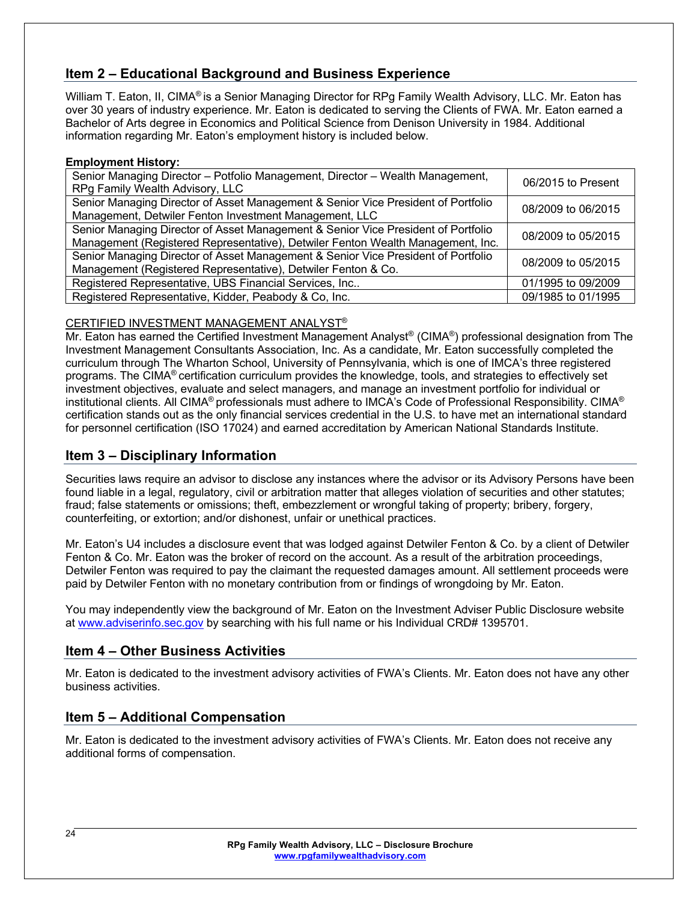## Item 2 – Educational Background and Business Experience

William T. Eaton, II, CIMA® is a Senior Managing Director for RPg Family Wealth Advisory, LLC. Mr. Eaton has over 30 years of industry experience. Mr. Eaton is dedicated to serving the Clients of FWA. Mr. Eaton earned a Bachelor of Arts degree in Economics and Political Science from Denison University in 1984. Additional information regarding Mr. Eaton's employment history is included below.

**Employment History:**

| | |
|---|---|
| Senior Managing Director – Potfolio Management, Director – Wealth Management, RPg Family Wealth Advisory, LLC | 06/2015 to Present |
| Senior Managing Director of Asset Management & Senior Vice President of Portfolio Management, Detwiler Fenton Investment Management, LLC | 08/2009 to 06/2015 |
| Senior Managing Director of Asset Management & Senior Vice President of Portfolio Management (Registered Representative), Detwiler Fenton Wealth Management, Inc. | 08/2009 to 05/2015 |
| Senior Managing Director of Asset Management & Senior Vice President of Portfolio Management (Registered Representative), Detwiler Fenton & Co. | 08/2009 to 05/2015 |
| Registered Representative, UBS Financial Services, Inc.. | 01/1995 to 09/2009 |
| Registered Representative, Kidder, Peabody & Co, Inc. | 09/1985 to 01/1995 |

CERTIFIED INVESTMENT MANAGEMENT ANALYST®

Mr. Eaton has earned the Certified Investment Management Analyst® (CIMA®) professional designation from The Investment Management Consultants Association, Inc. As a candidate, Mr. Eaton successfully completed the curriculum through The Wharton School, University of Pennsylvania, which is one of IMCA's three registered programs. The CIMA® certification curriculum provides the knowledge, tools, and strategies to effectively set investment objectives, evaluate and select managers, and manage an investment portfolio for individual or institutional clients. All CIMA® professionals must adhere to IMCA's Code of Professional Responsibility. CIMA® certification stands out as the only financial services credential in the U.S. to have met an international standard for personnel certification (ISO 17024) and earned accreditation by American National Standards Institute.

## Item 3 – Disciplinary Information

Securities laws require an advisor to disclose any instances where the advisor or its Advisory Persons have been found liable in a legal, regulatory, civil or arbitration matter that alleges violation of securities and other statutes; fraud; false statements or omissions; theft, embezzlement or wrongful taking of property; bribery, forgery, counterfeiting, or extortion; and/or dishonest, unfair or unethical practices.

Mr. Eaton's U4 includes a disclosure event that was lodged against Detwiler Fenton & Co. by a client of Detwiler Fenton & Co. Mr. Eaton was the broker of record on the account. As a result of the arbitration proceedings, Detwiler Fenton was required to pay the claimant the requested damages amount. All settlement proceeds were paid by Detwiler Fenton with no monetary contribution from or findings of wrongdoing by Mr. Eaton.

You may independently view the background of Mr. Eaton on the Investment Adviser Public Disclosure website at www.adviserinfo.sec.gov by searching with his full name or his Individual CRD# 1395701.

## Item 4 – Other Business Activities

Mr. Eaton is dedicated to the investment advisory activities of FWA's Clients. Mr. Eaton does not have any other business activities.

## Item 5 – Additional Compensation

Mr. Eaton is dedicated to the investment advisory activities of FWA's Clients. Mr. Eaton does not receive any additional forms of compensation.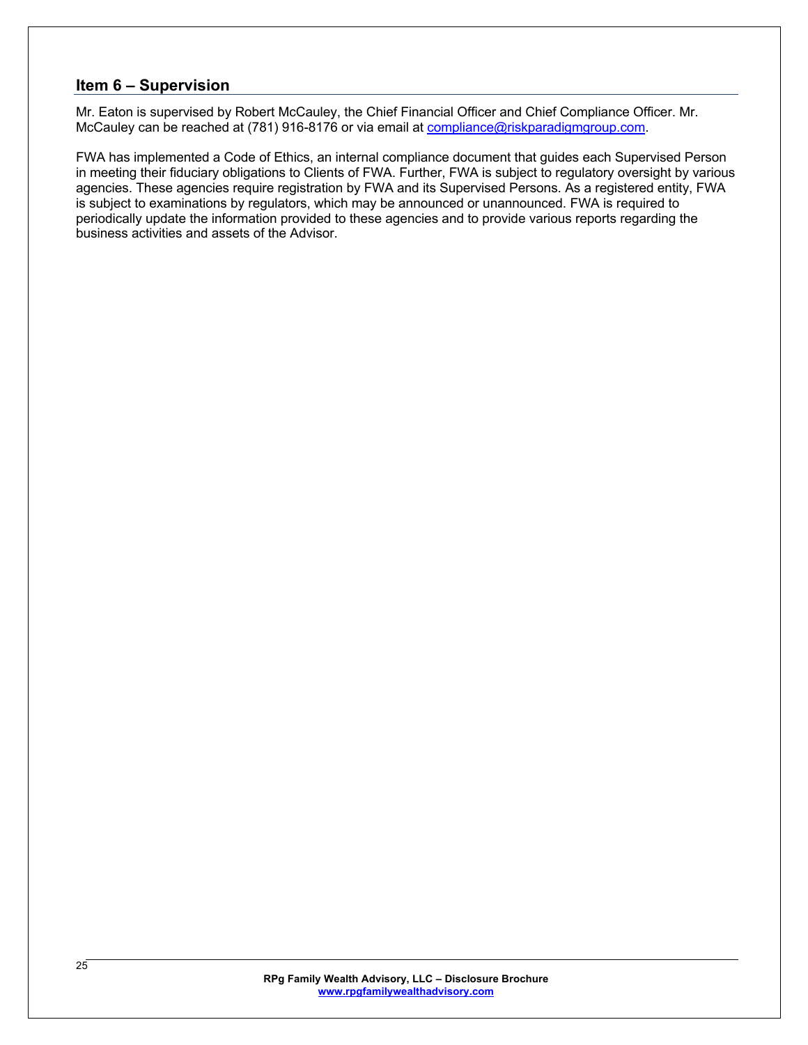## Item 6 – Supervision

Mr. Eaton is supervised by Robert McCauley, the Chief Financial Officer and Chief Compliance Officer. Mr. McCauley can be reached at (781) 916-8176 or via email at compliance@riskparadigmgroup.com.

FWA has implemented a Code of Ethics, an internal compliance document that guides each Supervised Person in meeting their fiduciary obligations to Clients of FWA. Further, FWA is subject to regulatory oversight by various agencies. These agencies require registration by FWA and its Supervised Persons. As a registered entity, FWA is subject to examinations by regulators, which may be announced or unannounced. FWA is required to periodically update the information provided to these agencies and to provide various reports regarding the business activities and assets of the Advisor.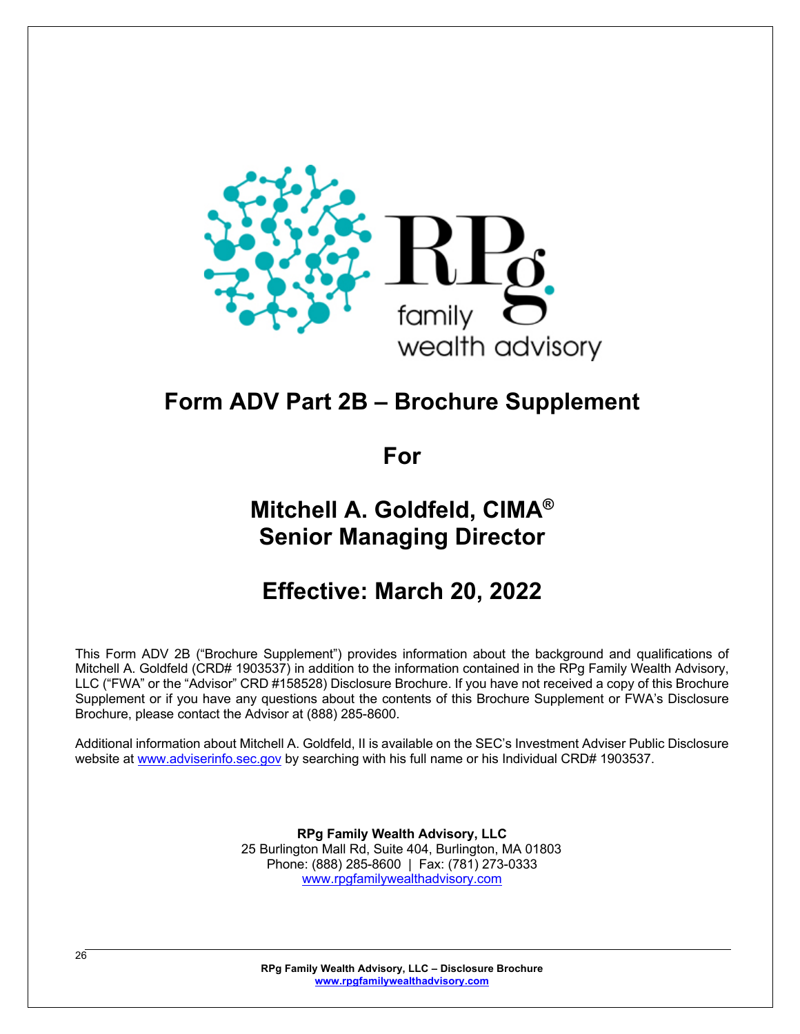# Form ADV Part 2B – Brochure Supplement

## For

## Mitchell A. Goldfeld, CIMA®
## Senior Managing Director

## Effective: March 20, 2022

This Form ADV 2B ("Brochure Supplement") provides information about the background and qualifications of Mitchell A. Goldfeld (CRD# 1903537) in addition to the information contained in the RPg Family Wealth Advisory, LLC ("FWA" or the "Advisor" CRD #158528) Disclosure Brochure. If you have not received a copy of this Brochure Supplement or if you have any questions about the contents of this Brochure Supplement or FWA's Disclosure Brochure, please contact the Advisor at (888) 285-8600.

Additional information about Mitchell A. Goldfeld, II is available on the SEC's Investment Adviser Public Disclosure website at www.adviserinfo.sec.gov by searching with his full name or his Individual CRD# 1903537.

**RPg Family Wealth Advisory, LLC**
25 Burlington Mall Rd, Suite 404, Burlington, MA 01803
Phone: (888) 285-8600 | Fax: (781) 273-0333
www.rpgfamilywealthadvisory.com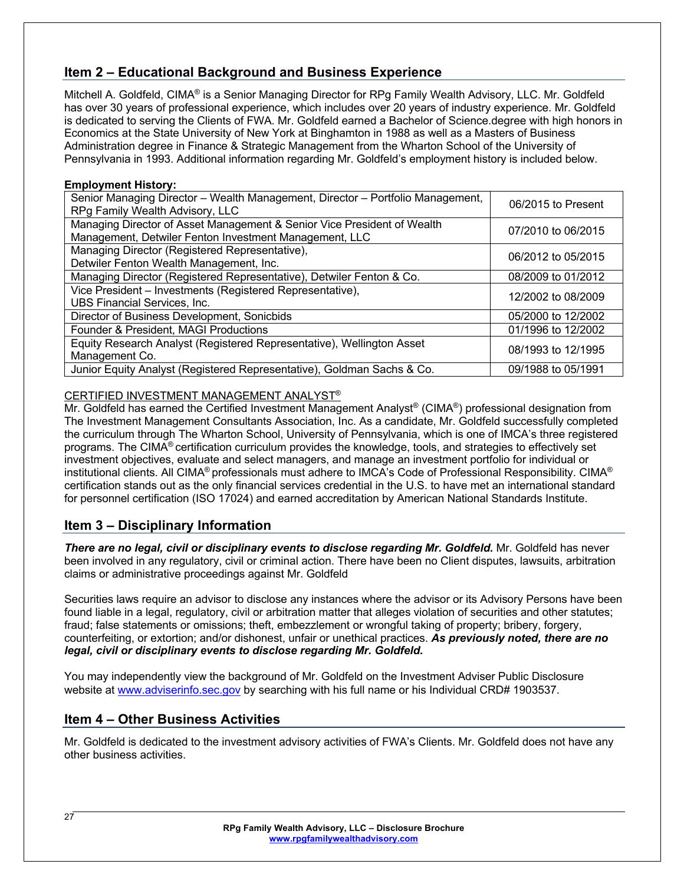## Item 2 – Educational Background and Business Experience

Mitchell A. Goldfeld, CIMA® is a Senior Managing Director for RPg Family Wealth Advisory, LLC. Mr. Goldfeld has over 30 years of professional experience, which includes over 20 years of industry experience. Mr. Goldfeld is dedicated to serving the Clients of FWA. Mr. Goldfeld earned a Bachelor of Science.degree with high honors in Economics at the State University of New York at Binghamton in 1988 as well as a Masters of Business Administration degree in Finance & Strategic Management from the Wharton School of the University of Pennsylvania in 1993. Additional information regarding Mr. Goldfeld's employment history is included below.

**Employment History:**

| | |
|---|---|
| Senior Managing Director – Wealth Management, Director – Portfolio Management, RPg Family Wealth Advisory, LLC | 06/2015 to Present |
| Managing Director of Asset Management & Senior Vice President of Wealth Management, Detwiler Fenton Investment Management, LLC | 07/2010 to 06/2015 |
| Managing Director (Registered Representative), Detwiler Fenton Wealth Management, Inc. | 06/2012 to 05/2015 |
| Managing Director (Registered Representative), Detwiler Fenton & Co. | 08/2009 to 01/2012 |
| Vice President – Investments (Registered Representative), UBS Financial Services, Inc. | 12/2002 to 08/2009 |
| Director of Business Development, Sonicbids | 05/2000 to 12/2002 |
| Founder & President, MAGI Productions | 01/1996 to 12/2002 |
| Equity Research Analyst (Registered Representative), Wellington Asset Management Co. | 08/1993 to 12/1995 |
| Junior Equity Analyst (Registered Representative), Goldman Sachs & Co. | 09/1988 to 05/1991 |

<u>CERTIFIED INVESTMENT MANAGEMENT ANALYST®</u>

Mr. Goldfeld has earned the Certified Investment Management Analyst® (CIMA®) professional designation from The Investment Management Consultants Association, Inc. As a candidate, Mr. Goldfeld successfully completed the curriculum through The Wharton School, University of Pennsylvania, which is one of IMCA's three registered programs. The CIMA® certification curriculum provides the knowledge, tools, and strategies to effectively set investment objectives, evaluate and select managers, and manage an investment portfolio for individual or institutional clients. All CIMA® professionals must adhere to IMCA's Code of Professional Responsibility. CIMA® certification stands out as the only financial services credential in the U.S. to have met an international standard for personnel certification (ISO 17024) and earned accreditation by American National Standards Institute.

## Item 3 – Disciplinary Information

***There are no legal, civil or disciplinary events to disclose regarding Mr. Goldfeld.*** Mr. Goldfeld has never been involved in any regulatory, civil or criminal action. There have been no Client disputes, lawsuits, arbitration claims or administrative proceedings against Mr. Goldfeld

Securities laws require an advisor to disclose any instances where the advisor or its Advisory Persons have been found liable in a legal, regulatory, civil or arbitration matter that alleges violation of securities and other statutes; fraud; false statements or omissions; theft, embezzlement or wrongful taking of property; bribery, forgery, counterfeiting, or extortion; and/or dishonest, unfair or unethical practices. ***As previously noted, there are no legal, civil or disciplinary events to disclose regarding Mr. Goldfeld.***

You may independently view the background of Mr. Goldfeld on the Investment Adviser Public Disclosure website at www.adviserinfo.sec.gov by searching with his full name or his Individual CRD# 1903537.

## Item 4 – Other Business Activities

Mr. Goldfeld is dedicated to the investment advisory activities of FWA's Clients. Mr. Goldfeld does not have any other business activities.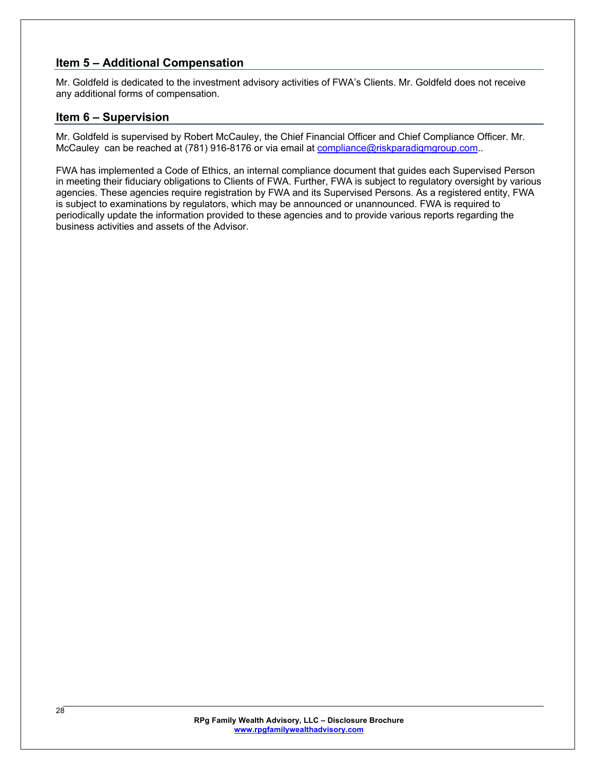## Item 5 – Additional Compensation

Mr. Goldfeld is dedicated to the investment advisory activities of FWA's Clients. Mr. Goldfeld does not receive any additional forms of compensation.

## Item 6 – Supervision

Mr. Goldfeld is supervised by Robert McCauley, the Chief Financial Officer and Chief Compliance Officer. Mr. McCauley can be reached at (781) 916-8176 or via email at compliance@riskparadigmgroup.com..

FWA has implemented a Code of Ethics, an internal compliance document that guides each Supervised Person in meeting their fiduciary obligations to Clients of FWA. Further, FWA is subject to regulatory oversight by various agencies. These agencies require registration by FWA and its Supervised Persons. As a registered entity, FWA is subject to examinations by regulators, which may be announced or unannounced. FWA is required to periodically update the information provided to these agencies and to provide various reports regarding the business activities and assets of the Advisor.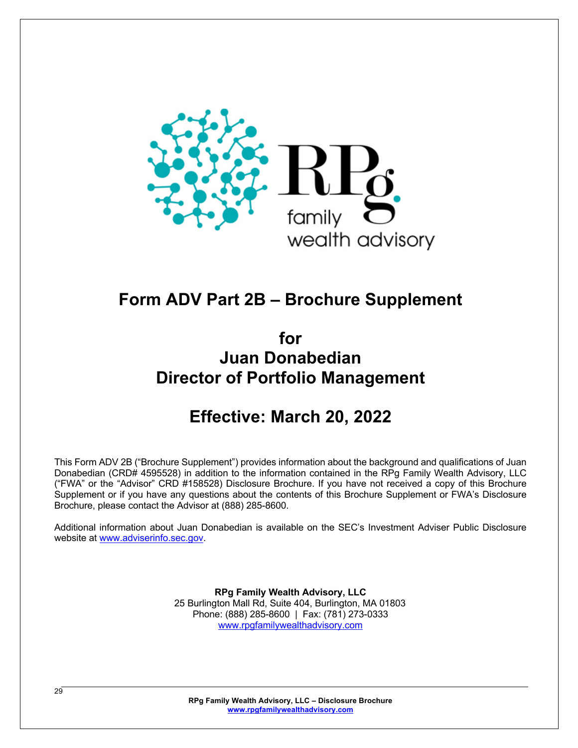# Form ADV Part 2B – Brochure Supplement

## for
## Juan Donabedian
## Director of Portfolio Management

## Effective: March 20, 2022

This Form ADV 2B ("Brochure Supplement") provides information about the background and qualifications of Juan Donabedian (CRD# 4595528) in addition to the information contained in the RPg Family Wealth Advisory, LLC ("FWA" or the "Advisor" CRD #158528) Disclosure Brochure. If you have not received a copy of this Brochure Supplement or if you have any questions about the contents of this Brochure Supplement or FWA's Disclosure Brochure, please contact the Advisor at (888) 285-8600.

Additional information about Juan Donabedian is available on the SEC's Investment Adviser Public Disclosure website at [www.adviserinfo.sec.gov](http://www.adviserinfo.sec.gov).

**RPg Family Wealth Advisory, LLC**
25 Burlington Mall Rd, Suite 404, Burlington, MA 01803
Phone: (888) 285-8600 | Fax: (781) 273-0333
[www.rpgfamilywealthadvisory.com](http://www.rpgfamilywealthadvisory.com)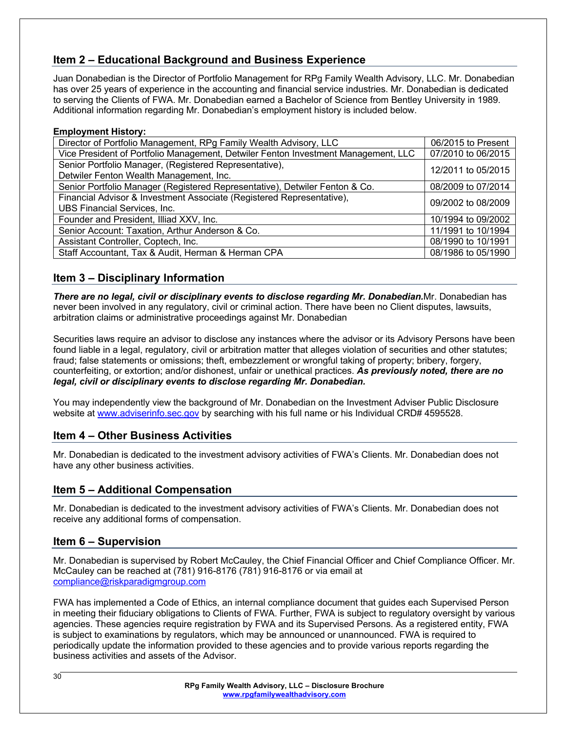## Item 2 – Educational Background and Business Experience

Juan Donabedian is the Director of Portfolio Management for RPg Family Wealth Advisory, LLC. Mr. Donabedian has over 25 years of experience in the accounting and financial service industries. Mr. Donabedian is dedicated to serving the Clients of FWA. Mr. Donabedian earned a Bachelor of Science from Bentley University in 1989. Additional information regarding Mr. Donabedian's employment history is included below.

**Employment History:**

| | |
|---|---|
| Director of Portfolio Management, RPg Family Wealth Advisory, LLC | 06/2015 to Present |
| Vice President of Portfolio Management, Detwiler Fenton Investment Management, LLC | 07/2010 to 06/2015 |
| Senior Portfolio Manager, (Registered Representative), Detwiler Fenton Wealth Management, Inc. | 12/2011 to 05/2015 |
| Senior Portfolio Manager (Registered Representative), Detwiler Fenton & Co. | 08/2009 to 07/2014 |
| Financial Advisor & Investment Associate (Registered Representative), UBS Financial Services, Inc. | 09/2002 to 08/2009 |
| Founder and President, Illiad XXV, Inc. | 10/1994 to 09/2002 |
| Senior Account: Taxation, Arthur Anderson & Co. | 11/1991 to 10/1994 |
| Assistant Controller, Coptech, Inc. | 08/1990 to 10/1991 |
| Staff Accountant, Tax & Audit, Herman & Herman CPA | 08/1986 to 05/1990 |

## Item 3 – Disciplinary Information

***There are no legal, civil or disciplinary events to disclose regarding Mr. Donabedian.*** Mr. Donabedian has never been involved in any regulatory, civil or criminal action. There have been no Client disputes, lawsuits, arbitration claims or administrative proceedings against Mr. Donabedian

Securities laws require an advisor to disclose any instances where the advisor or its Advisory Persons have been found liable in a legal, regulatory, civil or arbitration matter that alleges violation of securities and other statutes; fraud; false statements or omissions; theft, embezzlement or wrongful taking of property; bribery, forgery, counterfeiting, or extortion; and/or dishonest, unfair or unethical practices. ***As previously noted, there are no legal, civil or disciplinary events to disclose regarding Mr. Donabedian.***

You may independently view the background of Mr. Donabedian on the Investment Adviser Public Disclosure website at www.adviserinfo.sec.gov by searching with his full name or his Individual CRD# 4595528.

## Item 4 – Other Business Activities

Mr. Donabedian is dedicated to the investment advisory activities of FWA's Clients. Mr. Donabedian does not have any other business activities.

## Item 5 – Additional Compensation

Mr. Donabedian is dedicated to the investment advisory activities of FWA's Clients. Mr. Donabedian does not receive any additional forms of compensation.

## Item 6 – Supervision

Mr. Donabedian is supervised by Robert McCauley, the Chief Financial Officer and Chief Compliance Officer. Mr. McCauley can be reached at (781) 916-8176 (781) 916-8176 or via email at compliance@riskparadigmgroup.com

FWA has implemented a Code of Ethics, an internal compliance document that guides each Supervised Person in meeting their fiduciary obligations to Clients of FWA. Further, FWA is subject to regulatory oversight by various agencies. These agencies require registration by FWA and its Supervised Persons. As a registered entity, FWA is subject to examinations by regulators, which may be announced or unannounced. FWA is required to periodically update the information provided to these agencies and to provide various reports regarding the business activities and assets of the Advisor.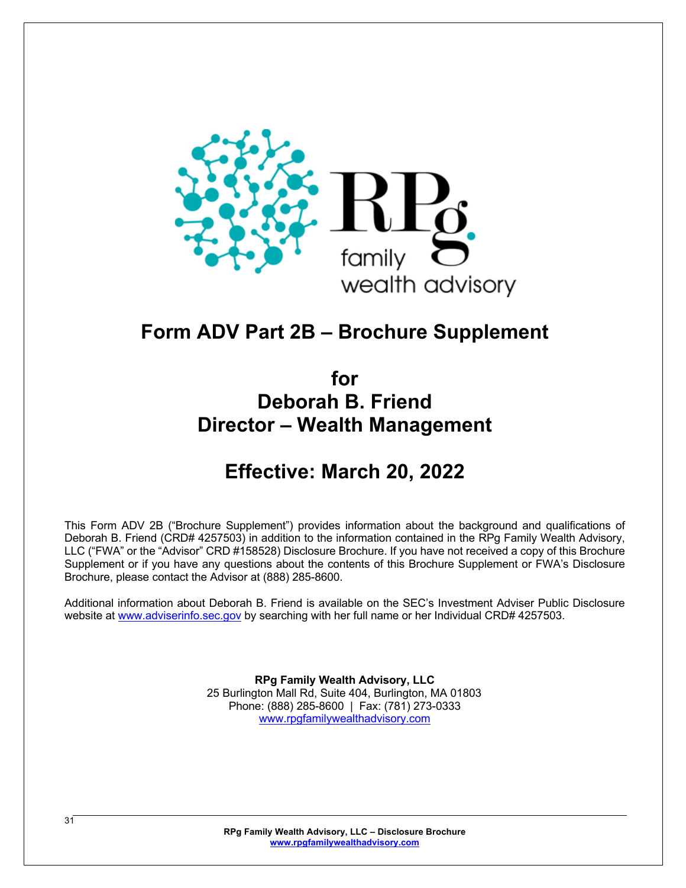# Form ADV Part 2B – Brochure Supplement

## for
## Deborah B. Friend
## Director – Wealth Management

## Effective: March 20, 2022

This Form ADV 2B ("Brochure Supplement") provides information about the background and qualifications of Deborah B. Friend (CRD# 4257503) in addition to the information contained in the RPg Family Wealth Advisory, LLC ("FWA" or the "Advisor" CRD #158528) Disclosure Brochure. If you have not received a copy of this Brochure Supplement or if you have any questions about the contents of this Brochure Supplement or FWA's Disclosure Brochure, please contact the Advisor at (888) 285-8600.

Additional information about Deborah B. Friend is available on the SEC's Investment Adviser Public Disclosure website at www.adviserinfo.sec.gov by searching with her full name or her Individual CRD# 4257503.

**RPg Family Wealth Advisory, LLC**
25 Burlington Mall Rd, Suite 404, Burlington, MA 01803
Phone: (888) 285-8600 | Fax: (781) 273-0333
www.rpgfamilywealthadvisory.com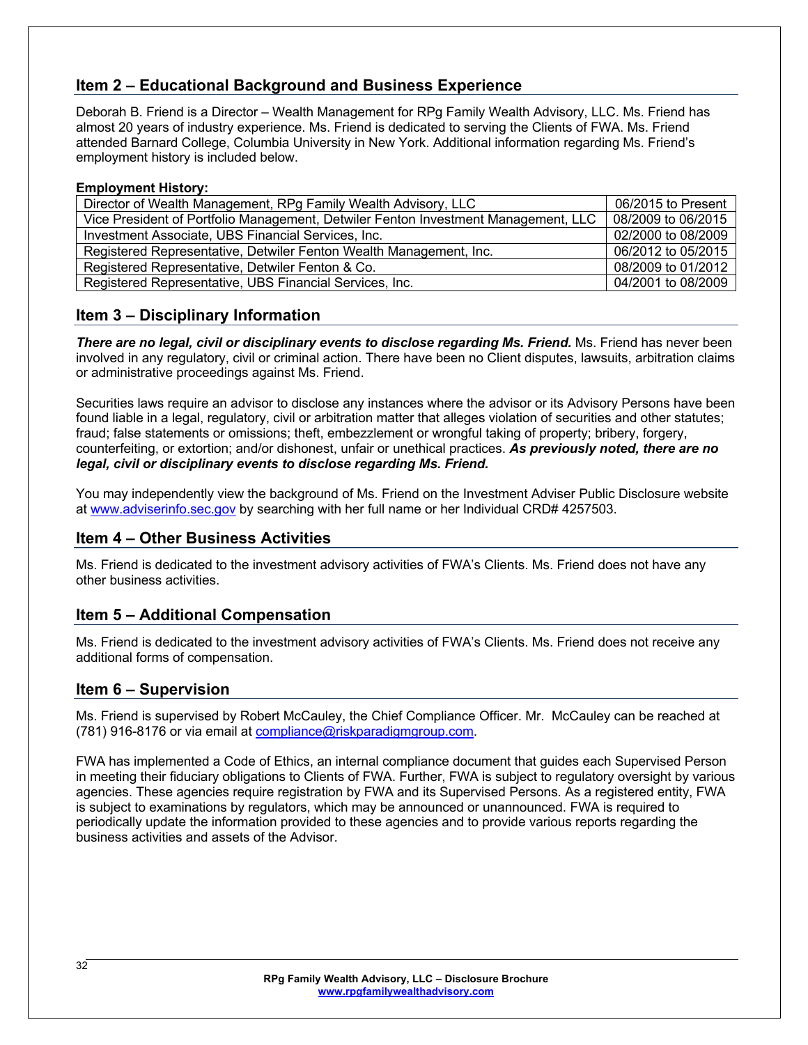## Item 2 – Educational Background and Business Experience

Deborah B. Friend is a Director – Wealth Management for RPg Family Wealth Advisory, LLC. Ms. Friend has almost 20 years of industry experience. Ms. Friend is dedicated to serving the Clients of FWA. Ms. Friend attended Barnard College, Columbia University in New York. Additional information regarding Ms. Friend's employment history is included below.

**Employment History:**

| | |
|---|---|
| Director of Wealth Management, RPg Family Wealth Advisory, LLC | 06/2015 to Present |
| Vice President of Portfolio Management, Detwiler Fenton Investment Management, LLC | 08/2009 to 06/2015 |
| Investment Associate, UBS Financial Services, Inc. | 02/2000 to 08/2009 |
| Registered Representative, Detwiler Fenton Wealth Management, Inc. | 06/2012 to 05/2015 |
| Registered Representative, Detwiler Fenton & Co. | 08/2009 to 01/2012 |
| Registered Representative, UBS Financial Services, Inc. | 04/2001 to 08/2009 |

## Item 3 – Disciplinary Information

***There are no legal, civil or disciplinary events to disclose regarding Ms. Friend.*** Ms. Friend has never been involved in any regulatory, civil or criminal action. There have been no Client disputes, lawsuits, arbitration claims or administrative proceedings against Ms. Friend.

Securities laws require an advisor to disclose any instances where the advisor or its Advisory Persons have been found liable in a legal, regulatory, civil or arbitration matter that alleges violation of securities and other statutes; fraud; false statements or omissions; theft, embezzlement or wrongful taking of property; bribery, forgery, counterfeiting, or extortion; and/or dishonest, unfair or unethical practices. ***As previously noted, there are no legal, civil or disciplinary events to disclose regarding Ms. Friend.***

You may independently view the background of Ms. Friend on the Investment Adviser Public Disclosure website at www.adviserinfo.sec.gov by searching with her full name or her Individual CRD# 4257503.

## Item 4 – Other Business Activities

Ms. Friend is dedicated to the investment advisory activities of FWA's Clients. Ms. Friend does not have any other business activities.

## Item 5 – Additional Compensation

Ms. Friend is dedicated to the investment advisory activities of FWA's Clients. Ms. Friend does not receive any additional forms of compensation.

## Item 6 – Supervision

Ms. Friend is supervised by Robert McCauley, the Chief Compliance Officer. Mr. McCauley can be reached at (781) 916-8176 or via email at compliance@riskparadigmgroup.com.

FWA has implemented a Code of Ethics, an internal compliance document that guides each Supervised Person in meeting their fiduciary obligations to Clients of FWA. Further, FWA is subject to regulatory oversight by various agencies. These agencies require registration by FWA and its Supervised Persons. As a registered entity, FWA is subject to examinations by regulators, which may be announced or unannounced. FWA is required to periodically update the information provided to these agencies and to provide various reports regarding the business activities and assets of the Advisor.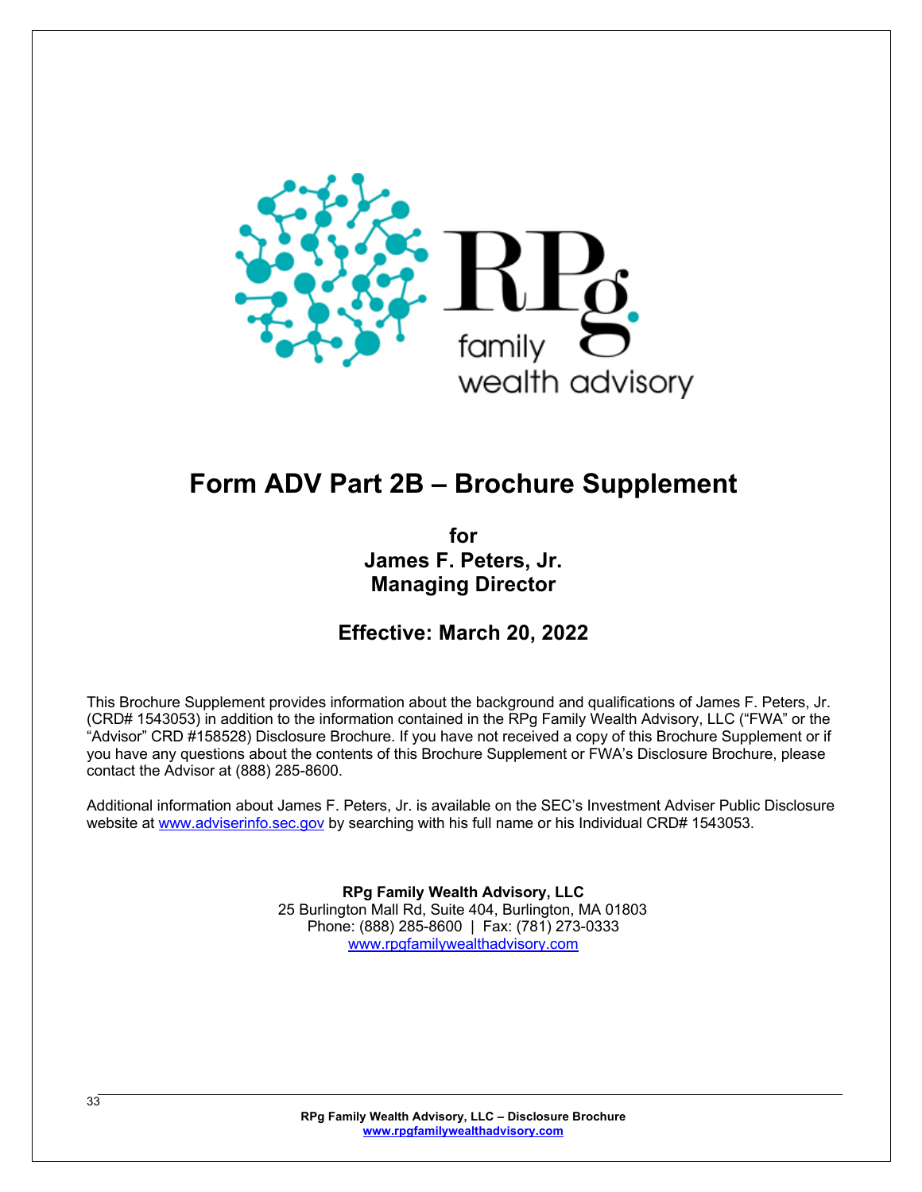# Form ADV Part 2B – Brochure Supplement

**for**
**James F. Peters, Jr.**
**Managing Director**

## Effective: March 20, 2022

This Brochure Supplement provides information about the background and qualifications of James F. Peters, Jr. (CRD# 1543053) in addition to the information contained in the RPg Family Wealth Advisory, LLC ("FWA" or the "Advisor" CRD #158528) Disclosure Brochure. If you have not received a copy of this Brochure Supplement or if you have any questions about the contents of this Brochure Supplement or FWA's Disclosure Brochure, please contact the Advisor at (888) 285-8600.

Additional information about James F. Peters, Jr. is available on the SEC's Investment Adviser Public Disclosure website at www.adviserinfo.sec.gov by searching with his full name or his Individual CRD# 1543053.

**RPg Family Wealth Advisory, LLC**
25 Burlington Mall Rd, Suite 404, Burlington, MA 01803
Phone: (888) 285-8600 | Fax: (781) 273-0333
www.rpgfamilywealthadvisory.com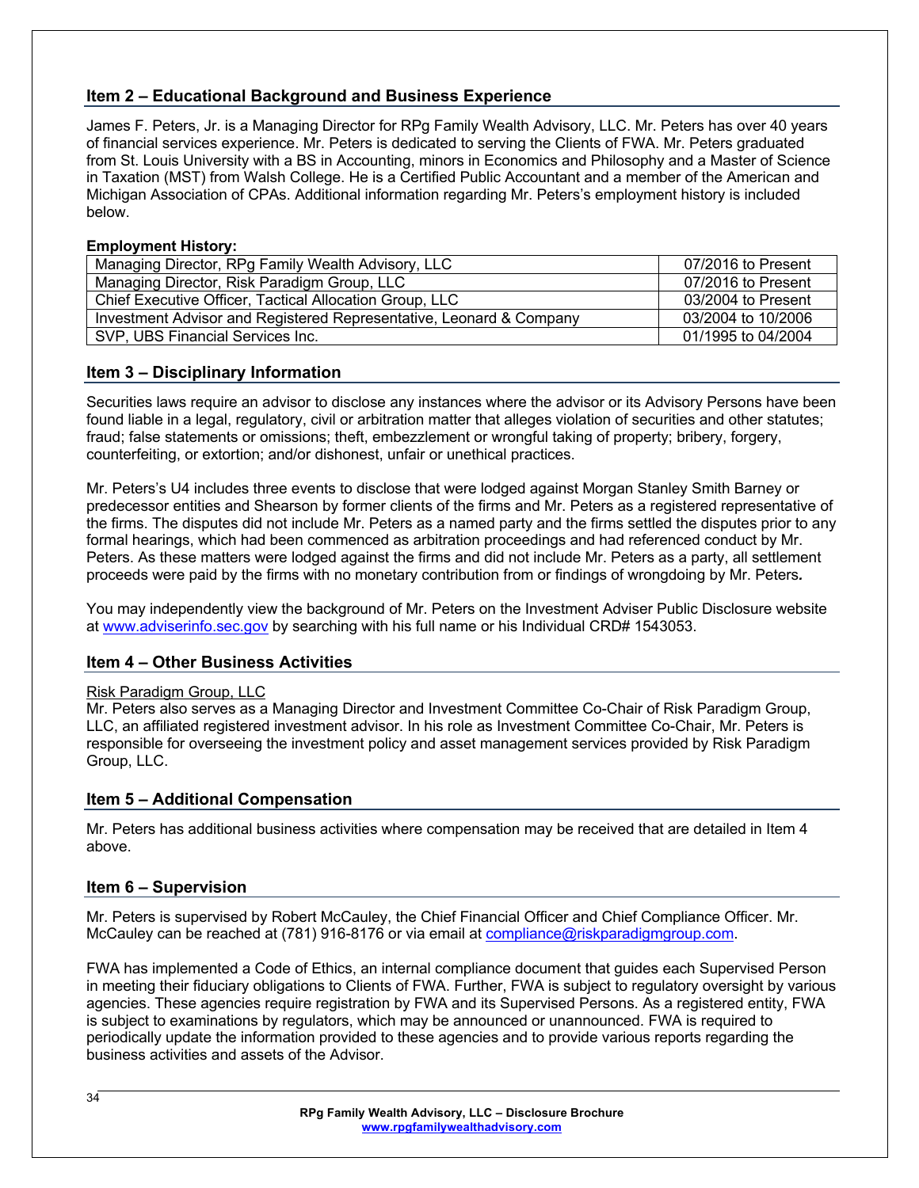## Item 2 – Educational Background and Business Experience

James F. Peters, Jr. is a Managing Director for RPg Family Wealth Advisory, LLC. Mr. Peters has over 40 years of financial services experience. Mr. Peters is dedicated to serving the Clients of FWA. Mr. Peters graduated from St. Louis University with a BS in Accounting, minors in Economics and Philosophy and a Master of Science in Taxation (MST) from Walsh College. He is a Certified Public Accountant and a member of the American and Michigan Association of CPAs. Additional information regarding Mr. Peters's employment history is included below.

**Employment History:**

| | |
|---|---|
| Managing Director, RPg Family Wealth Advisory, LLC | 07/2016 to Present |
| Managing Director, Risk Paradigm Group, LLC | 07/2016 to Present |
| Chief Executive Officer, Tactical Allocation Group, LLC | 03/2004 to Present |
| Investment Advisor and Registered Representative, Leonard & Company | 03/2004 to 10/2006 |
| SVP, UBS Financial Services Inc. | 01/1995 to 04/2004 |

## Item 3 – Disciplinary Information

Securities laws require an advisor to disclose any instances where the advisor or its Advisory Persons have been found liable in a legal, regulatory, civil or arbitration matter that alleges violation of securities and other statutes; fraud; false statements or omissions; theft, embezzlement or wrongful taking of property; bribery, forgery, counterfeiting, or extortion; and/or dishonest, unfair or unethical practices.

Mr. Peters's U4 includes three events to disclose that were lodged against Morgan Stanley Smith Barney or predecessor entities and Shearson by former clients of the firms and Mr. Peters as a registered representative of the firms. The disputes did not include Mr. Peters as a named party and the firms settled the disputes prior to any formal hearings, which had been commenced as arbitration proceedings and had referenced conduct by Mr. Peters. As these matters were lodged against the firms and did not include Mr. Peters as a party, all settlement proceeds were paid by the firms with no monetary contribution from or findings of wrongdoing by Mr. Peters**.**

You may independently view the background of Mr. Peters on the Investment Adviser Public Disclosure website at www.adviserinfo.sec.gov by searching with his full name or his Individual CRD# 1543053.

## Item 4 – Other Business Activities

Risk Paradigm Group, LLC
Mr. Peters also serves as a Managing Director and Investment Committee Co-Chair of Risk Paradigm Group, LLC, an affiliated registered investment advisor. In his role as Investment Committee Co-Chair, Mr. Peters is responsible for overseeing the investment policy and asset management services provided by Risk Paradigm Group, LLC.

## Item 5 – Additional Compensation

Mr. Peters has additional business activities where compensation may be received that are detailed in Item 4 above.

## Item 6 – Supervision

Mr. Peters is supervised by Robert McCauley, the Chief Financial Officer and Chief Compliance Officer. Mr. McCauley can be reached at (781) 916-8176 or via email at compliance@riskparadigmgroup.com.

FWA has implemented a Code of Ethics, an internal compliance document that guides each Supervised Person in meeting their fiduciary obligations to Clients of FWA. Further, FWA is subject to regulatory oversight by various agencies. These agencies require registration by FWA and its Supervised Persons. As a registered entity, FWA is subject to examinations by regulators, which may be announced or unannounced. FWA is required to periodically update the information provided to these agencies and to provide various reports regarding the business activities and assets of the Advisor.